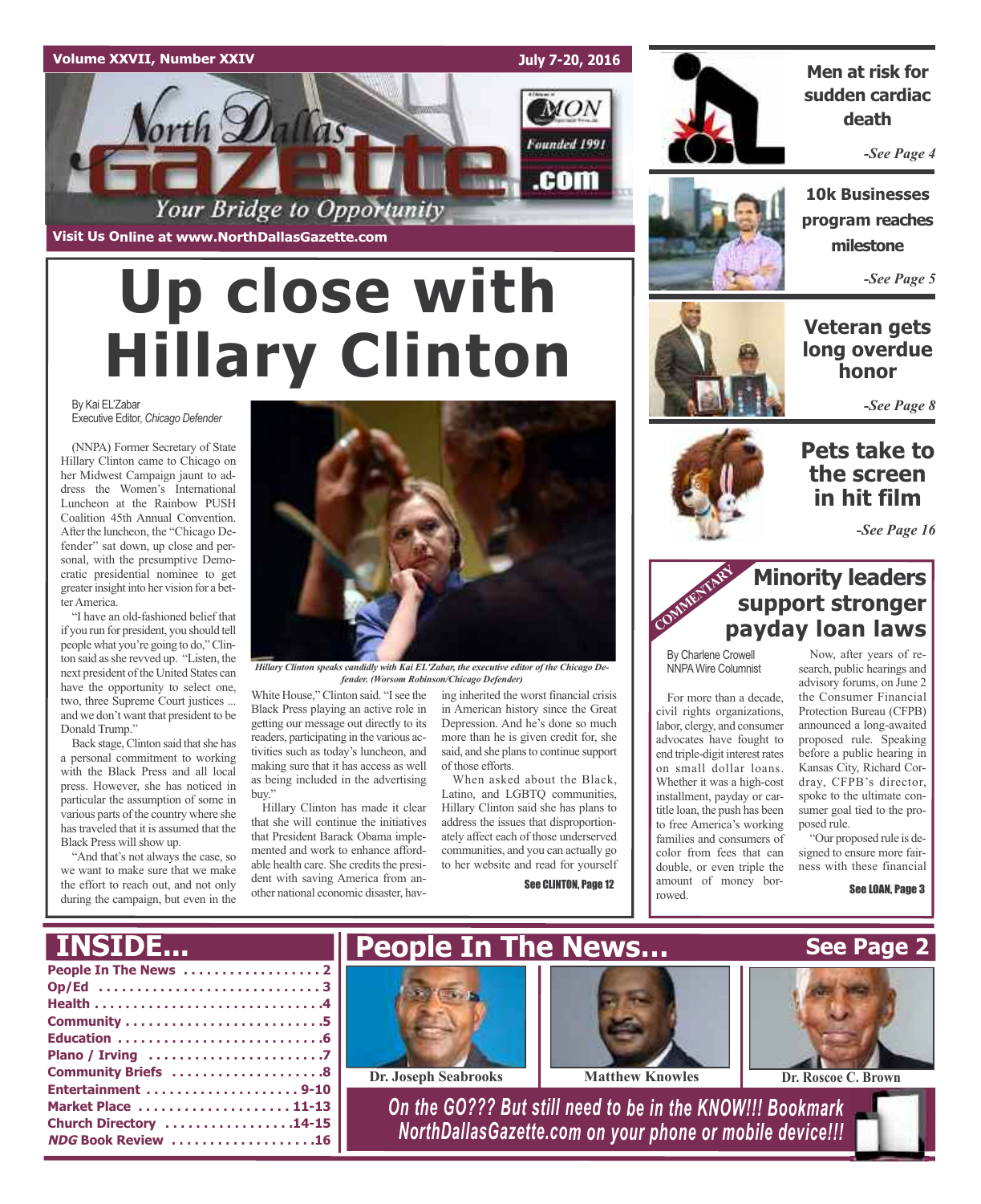Volume XXVII, Number XXIV July 7-20, 2016

# North Dallas Gazette

Your Bridge to Opportunity

Founded 1991

Visit Us Online at www.NorthDallasGazette.com

# Up close with Hillary Clinton

By Kai EL'Zabar
Executive Editor, *Chicago Defender*

(NNPA) Former Secretary of State Hillary Clinton came to Chicago on her Midwest Campaign jaunt to address the Women's International Luncheon at the Rainbow PUSH Coalition 45th Annual Convention. After the luncheon, the "Chicago Defender" sat down, up close and personal, with the presumptive Democratic presidential nominee to get greater insight into her vision for a better America.

"I have an old-fashioned belief that if you run for president, you should tell people what you're going to do," Clinton said as she revved up. "Listen, the next president of the United States can have the opportunity to select one, two, three Supreme Court justices ... and we don't want that president to be Donald Trump."

Back stage, Clinton said that she has a personal commitment to working with the Black Press and all local press. However, she has noticed in particular the assumption of some in various parts of the country where she has traveled that it is assumed that the Black Press will show up.

"And that's not always the case, so we want to make sure that we make the effort to reach out, and not only during the campaign, but even in the White House," Clinton said. "I see the Black Press playing an active role in getting our message out directly to its readers, participating in the various activities such as today's luncheon, and making sure that it has access as well as being included in the advertising buy."

*Hillary Clinton speaks candidly with Kai EL'Zabar, the executive editor of the Chicago Defender. (Worsom Robinson/Chicago Defender)*

Hillary Clinton has made it clear that she will continue the initiatives that President Barack Obama implemented and work to enhance affordable health care. She credits the president with saving America from another national economic disaster, having inherited the worst financial crisis in American history since the Great Depression. And he's done so much more than he is given credit for, she said, and she plans to continue support of those efforts.

When asked about the Black, Latino, and LGBTQ communities, Hillary Clinton said she has plans to address the issues that disproportionately affect each of those underserved communities, and you can actually go to her website and read for yourself

See CLINTON, Page 12

## Men at risk for sudden cardiac death

*-See Page 4*

## 10k Businesses program reaches milestone

*-See Page 5*

## Veteran gets long overdue honor

*-See Page 8*

## Pets take to the screen in hit film

*-See Page 16*

COMMENTARY

## Minority leaders support stronger payday loan laws

By Charlene Crowell
NNPA Wire Columnist

For more than a decade, civil rights organizations, labor, clergy, and consumer advocates have fought to end triple-digit interest rates on small dollar loans. Whether it was a high-cost installment, payday or car-title loan, the push has been to free America's working families and consumers of color from fees that can double, or even triple the amount of money borrowed.

Now, after years of research, public hearings and advisory forums, on June 2 the Consumer Financial Protection Bureau (CFPB) announced a long-awaited proposed rule. Speaking before a public hearing in Kansas City, Richard Cordray, CFPB's director, spoke to the ultimate consumer goal tied to the proposed rule.

"Our proposed rule is designed to ensure more fairness with these financial

See LOAN, Page 3

## INSIDE...

- People In The News .................. 2
- Op/Ed .................. 3
- Health .................. 4
- Community .................. 5
- Education .................. 6
- Plano / Irving .................. 7
- Community Briefs .................. 8
- Entertainment .................. 9-10
- Market Place .................. 11-13
- Church Directory .................. 14-15
- *NDG* Book Review .................. 16

## People In The News... See Page 2

Dr. Joseph Seabrooks | Matthew Knowles | Dr. Roscoe C. Brown

*On the GO??? But still need to be in the KNOW!!! Bookmark NorthDallasGazette.com on your phone or mobile device!!!*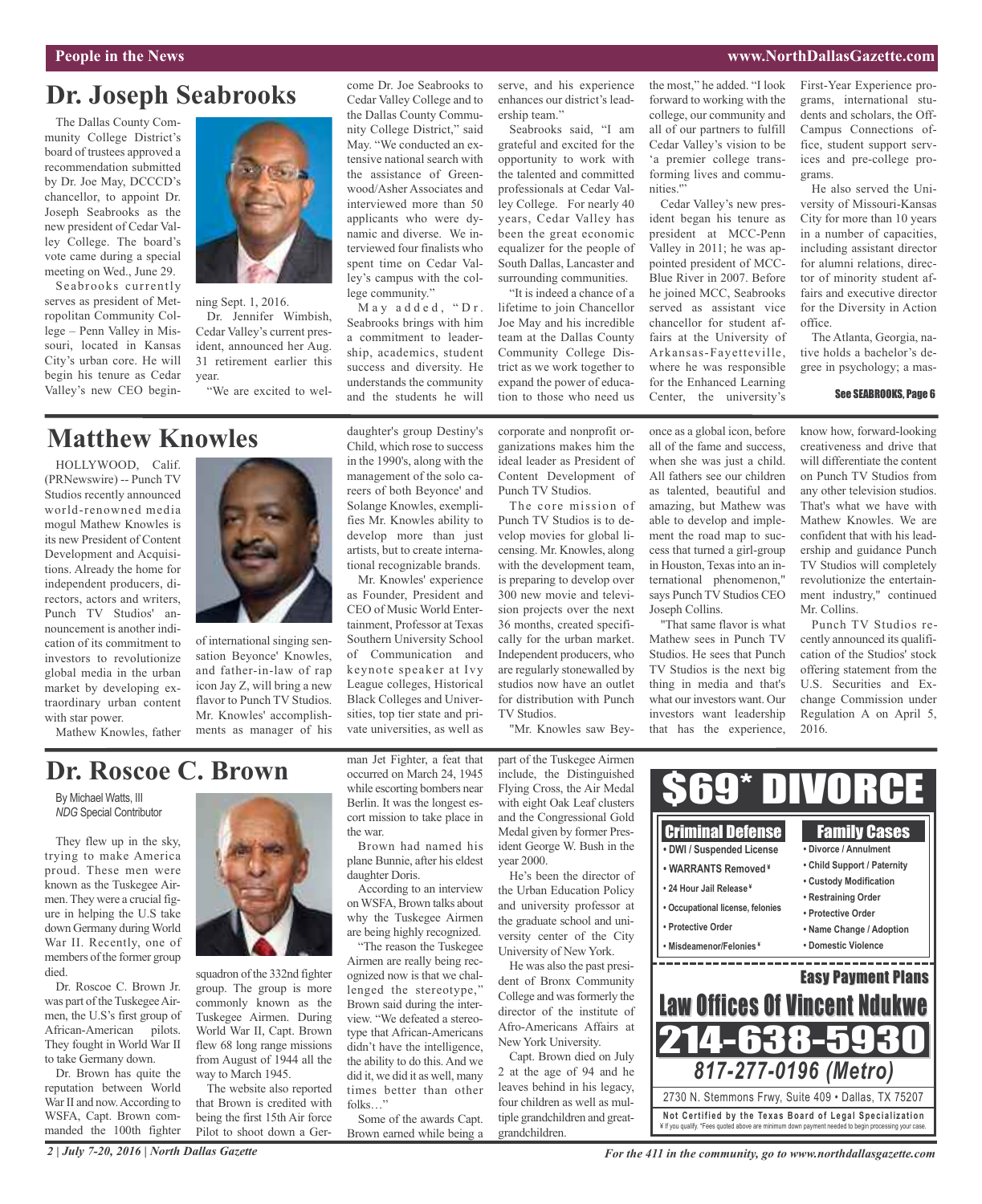# Dr. Joseph Seabrooks

The Dallas County Community College District's board of trustees approved a recommendation submitted by Dr. Joe May, DCCCD's chancellor, to appoint Dr. Joseph Seabrooks as the new president of Cedar Valley College. The board's vote came during a special meeting on Wed., June 29.

Seabrooks currently serves as president of Metropolitan Community College – Penn Valley in Missouri, located in Kansas City's urban core. He will begin his tenure as Cedar Valley's new CEO beginning Sept. 1, 2016.

Dr. Jennifer Wimbish, Cedar Valley's current president, announced her Aug. 31 retirement earlier this year.

"We are excited to welcome Dr. Joe Seabrooks to Cedar Valley College and to the Dallas County Community College District," said May. "We conducted an extensive national search with the assistance of Greenwood/Asher Associates and interviewed more than 50 applicants who were dynamic and diverse. We interviewed four finalists who spent time on Cedar Valley's campus with the college community."

May added, "Dr. Seabrooks brings with him a commitment to leadership, academics, student success and diversity. He understands the community and the students he will serve, and his experience enhances our district's leadership team."

Seabrooks said, "I am grateful and excited for the opportunity to work with the talented and committed professionals at Cedar Valley College. For nearly 40 years, Cedar Valley has been the great economic equalizer for the people of South Dallas, Lancaster and surrounding communities.

"It is indeed a chance of a lifetime to join Chancellor Joe May and his incredible team at the Dallas County Community College District as we work together to expand the power of education to those who need us the most," he added. "I look forward to working with the college, our community and all of our partners to fulfill Cedar Valley's vision to be 'a premier college transforming lives and communities.'"

Cedar Valley's new president began his tenure as president at MCC-Penn Valley in 2011; he was appointed president of MCC-Blue River in 2007. Before he joined MCC, Seabrooks served as assistant vice chancellor for student affairs at the University of Arkansas-Fayetteville, where he was responsible for the Enhanced Learning Center, the university's First-Year Experience programs, international students and scholars, the Off-Campus Connections office, student support services and pre-college programs.

He also served the University of Missouri-Kansas City for more than 10 years in a number of capacities, including assistant director for alumni relations, director of minority student affairs and executive director for the Diversity in Action office.

The Atlanta, Georgia, native holds a bachelor's degree in psychology; a mas-

**See SEABROOKS, Page 6**

# Matthew Knowles

HOLLYWOOD, Calif. (PRNewswire) -- Punch TV Studios recently announced world-renowned media mogul Mathew Knowles is its new President of Content Development and Acquisitions. Already the home for independent producers, directors, actors and writers, Punch TV Studios' announcement is another indication of its commitment to investors to revolutionize global media in the urban market by developing extraordinary urban content with star power.

Mathew Knowles, father of international singing sensation Beyonce' Knowles, and father-in-law of rap icon Jay Z, will bring a new flavor to Punch TV Studios. Mr. Knowles' accomplishments as manager of his daughter's group Destiny's Child, which rose to success in the 1990's, along with the management of the solo careers of both Beyonce' and Solange Knowles, exemplifies Mr. Knowles ability to develop more than just artists, but to create international recognizable brands.

Mr. Knowles' experience as Founder, President and CEO of Music World Entertainment, Professor at Texas Southern University School of Communication and keynote speaker at Ivy League colleges, Historical Black Colleges and Universities, top tier state and private universities, as well as corporate and nonprofit organizations makes him the ideal leader as President of Content Development of Punch TV Studios.

The core mission of Punch TV Studios is to develop movies for global licensing. Mr. Knowles, along with the development team, is preparing to develop over 300 new movie and television projects over the next 36 months, created specifically for the urban market. Independent producers, who are regularly stonewalled by studios now have an outlet for distribution with Punch TV Studios.

"Mr. Knowles saw Beyonce as a global icon, before all of the fame and success, when she was just a child. All fathers see our children as talented, beautiful and amazing, but Mathew was able to develop and implement the road map to success that turned a girl-group in Houston, Texas into an international phenomenon," says Punch TV Studios CEO Joseph Collins.

"That same flavor is what Mathew sees in Punch TV Studios. He sees that Punch TV Studios is the next big thing in media and that's what our investors want. Our investors want leadership that has the experience, know how, forward-looking creativeness and drive that will differentiate the content on Punch TV Studios from any other television studios. That's what we have with Mathew Knowles. We are confident that with his leadership and guidance Punch TV Studios will completely revolutionize the entertainment industry," continued Mr. Collins.

Punch TV Studios recently announced its qualification of the Studios' stock offering statement from the U.S. Securities and Exchange Commission under Regulation A on April 5, 2016.

# Dr. Roscoe C. Brown

By Michael Watts, III
*NDG* Special Contributor

They flew up in the sky, trying to make America proud. These men were known as the Tuskegee Airmen. They were a crucial figure in helping the U.S take down Germany during World War II. Recently, one of members of the former group died.

Dr. Roscoe C. Brown Jr. was part of the Tuskegee Airmen, the U.S.'s first group of African-American pilots. They fought in World War II to take Germany down.

Dr. Brown has quite the reputation between World War II and now. According to WSFA, Capt. Brown commanded the 100th fighter squadron of the 332nd fighter group. The group is more commonly known as the Tuskegee Airmen. During World War II, Capt. Brown flew 68 long range missions from August of 1944 all the way to March 1945.

The website also reported that Brown is credited with being the first 15th Air force Pilot to shoot down a German Jet Fighter, a feat that occurred on March 24, 1945 while escorting bombers near Berlin. It was the longest escort mission to take place in the war.

Brown had named his plane Bunnie, after his eldest daughter Doris.

According to an interview on WSFA, Brown talks about why the Tuskegee Airmen are being highly recognized.

"The reason the Tuskegee Airmen are really being recognized now is that we challenged the stereotype," Brown said during the interview. "We defeated a stereotype that African-Americans didn't have the intelligence, the ability to do this. And we did it, we did it as well, many times better than other folks…"

Some of the awards Capt. Brown earned while being a part of the Tuskegee Airmen include, the Distinguished Flying Cross, the Air Medal with eight Oak Leaf clusters and the Congressional Gold Medal given by former President George W. Bush in the year 2000.

He's been the director of the Urban Education Policy and university professor at the graduate school and university center of the City University of New York.

He was also the past president of Bronx Community College and was formerly the director of the institute of Afro-Americans Affairs at New York University.

Capt. Brown died on July 2 at the age of 94 and he leaves behind in his legacy, four children as well as multiple grandchildren and great-grandchildren.

**$69* DIVORCE**

**Criminal Defense**
- DWI / Suspended License
- WARRANTS Removed ¥
- 24 Hour Jail Release ¥
- Occupational license, felonies
- Protective Order
- Misdeamenor/Felonies ¥

**Family Cases**
- Divorce / Annulment
- Child Support / Paternity
- Custody Modification
- Restraining Order
- Protective Order
- Name Change / Adoption
- Domestic Violence

**Easy Payment Plans**

**Law Offices Of Vincent Ndukwe**

**214-638-5930**

*817-277-0196 (Metro)*

2730 N. Stemmons Frwy, Suite 409 • Dallas, TX 75207

**Not Certified by the Texas Board of Legal Specialization**
¥ If you qualify. *Fees quoted above are minimum down payment needed to begin processing your case.

*For the 411 in the community, go to www.northdallasgazette.com*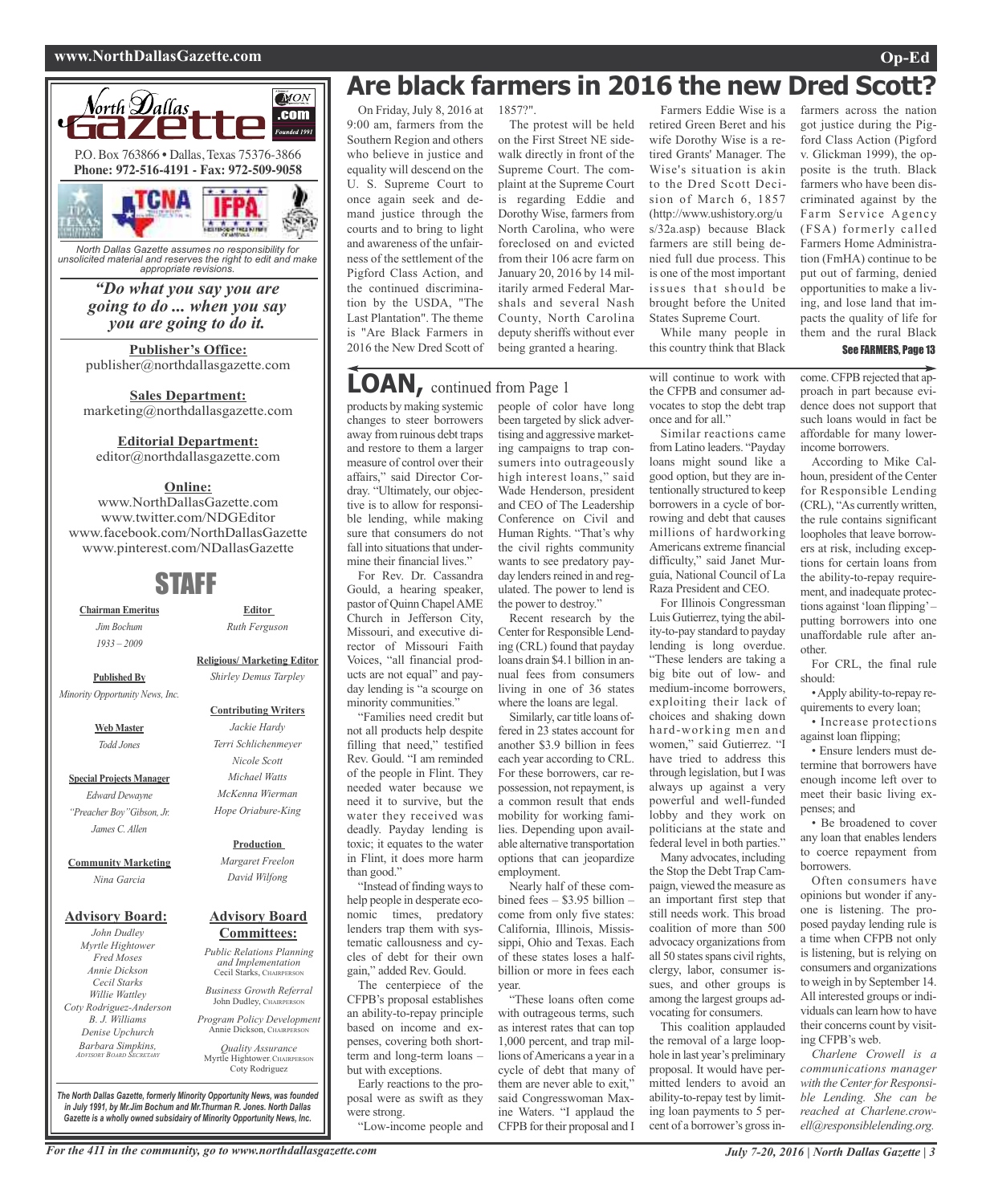# Are black farmers in 2016 the new Dred Scott?

On Friday, July 8, 2016 at 9:00 am, farmers from the Southern Region and others who believe in justice and equality will descend on the U. S. Supreme Court to once again seek and demand justice through the courts and to bring to light and awareness of the unfairness of the settlement of the Pigford Class Action, and the continued discrimination by the USDA, "The Last Plantation". The theme is "Are Black Farmers in 2016 the New Dred Scott of 1857?".

The protest will be held on the First Street NE sidewalk directly in front of the Supreme Court. The complaint at the Supreme Court is regarding Eddie and Dorothy Wise, farmers from North Carolina, who were foreclosed on and evicted from their 106 acre farm on January 20, 2016 by 14 militarily armed Federal Marshals and several Nash County, North Carolina deputy sheriffs without ever being granted a hearing.

Farmers Eddie Wise is a retired Green Beret and his wife Dorothy Wise is a retired Grants' Manager. The Wise's situation is akin to the Dred Scott Decision of March 6, 1857 (http://www.ushistory.org/us/32a.asp) because Black farmers are still being denied full due process. This is one of the most important issues that should be brought before the United States Supreme Court.

While many people in this country think that Black farmers across the nation got justice during the Pigford Class Action (Pigford v. Glickman 1999), the opposite is the truth. Black farmers who have been discriminated against by the Farm Service Agency (FSA) formerly called Farmers Home Administration (FmHA) continue to be put out of farming, denied opportunities to make a living, and lose land that impacts the quality of life for them and the rural Black

See FARMERS, Page 13

# LOAN, continued from Page 1

products by making systemic changes to steer borrowers away from ruinous debt traps and restore to them a larger measure of control over their affairs," said Director Cordray. "Ultimately, our objective is to allow for responsible lending, while making sure that consumers do not fall into situations that undermine their financial lives."

For Rev. Dr. Cassandra Gould, a hearing speaker, pastor of Quinn Chapel AME Church in Jefferson City, Missouri, and executive director of Missouri Faith Voices, "all financial products are not equal" and payday lending is "a scourge on minority communities."

"Families need credit but not all products help despite filling that need," testified Rev. Gould. "I am reminded of the people in Flint. They needed water because we need it to survive, but the water they received was deadly. Payday lending is toxic; it equates to the water in Flint, it does more harm than good."

"Instead of finding ways to help people in desperate economic times, predatory lenders trap them with systematic callousness and cycles of debt for their own gain," added Rev. Gould.

The centerpiece of the CFPB's proposal establishes an ability-to-repay principle based on income and expenses, covering both short-term and long-term loans – but with exceptions.

Early reactions to the proposal were as swift as they were strong.

"Low-income people and people of color have long been targeted by slick advertising and aggressive marketing campaigns to trap consumers into outrageously high interest loans," said Wade Henderson, president and CEO of The Leadership Conference on Civil and Human Rights. "That's why the civil rights community wants to see predatory payday lenders reined in and regulated. The power to lend is the power to destroy."

Recent research by the Center for Responsible Lending (CRL) found that payday loans drain $4.1 billion in annual fees from consumers living in one of 36 states where the loans are legal.

Similarly, car title loans offered in 23 states account for another $3.9 billion in fees each year according to CRL. For these borrowers, car repossession, not repayment, is a common result that ends mobility for working families. Depending upon available alternative transportation options that can jeopardize employment.

Nearly half of these combined fees – $3.95 billion – come from only five states: California, Illinois, Mississippi, Ohio and Texas. Each of these states loses a half-billion or more in fees each year.

"These loans often come with outrageous terms, such as interest rates that can top 1,000 percent, and trap millions of Americans a year in a cycle of debt that many of them are never able to exit," said Congresswoman Maxine Waters. "I applaud the CFPB for their proposal and I will continue to work with the CFPB and consumer advocates to stop the debt trap once and for all."

Similar reactions came from Latino leaders. "Payday loans might sound like a good option, but they are intentionally structured to keep borrowers in a cycle of borrowing and debt that causes millions of hardworking Americans extreme financial difficulty," said Janet Murguía, National Council of La Raza President and CEO.

For Illinois Congressman Luis Gutierrez, tying the ability-to-pay standard to payday lending is long overdue. "These lenders are taking a big bite out of low- and medium-income borrowers, exploiting their lack of choices and shaking down hard-working men and women," said Gutierrez. "I have tried to address this through legislation, but I was always up against a very powerful and well-funded lobby and they work on politicians at the state and federal level in both parties."

Many advocates, including the Stop the Debt Trap Campaign, viewed the measure as an important first step that still needs work. This broad coalition of more than 500 advocacy organizations from all 50 states spans civil rights, clergy, labor, consumer issues, and other groups is among the largest groups advocating for consumers.

This coalition applauded the removal of a large loophole in last year's preliminary proposal. It would have permitted lenders to avoid an ability-to-repay test by limiting loan payments to 5 percent of a borrower's gross income. CFPB rejected that approach in part because evidence does not support that such loans would in fact be affordable for many lower-income borrowers.

According to Mike Calhoun, president of the Center for Responsible Lending (CRL), "As currently written, the rule contains significant loopholes that leave borrowers at risk, including exceptions for certain loans from the ability-to-repay requirement, and inadequate protections against 'loan flipping' – putting borrowers into one unaffordable rule after another.

For CRL, the final rule should:

- Apply ability-to-repay requirements to every loan;
- Increase protections against loan flipping;
- Ensure lenders must determine that borrowers have enough income left over to meet their basic living expenses; and
- Be broadened to cover any loan that enables lenders to coerce repayment from borrowers.

Often consumers have opinions but wonder if anyone is listening. The proposed payday lending rule is a time when CFPB not only is listening, but is relying on consumers and organizations to weigh in by September 14. All interested groups or individuals can learn how to have their concerns count by visiting CFPB's web.

*Charlene Crowell is a communications manager with the Center for Responsible Lending. She can be reached at Charlene.crowell@responsiblelending.org.*

---

**North Dallas Gazette** .com Founded 1991

P.O. Box 763866 • Dallas, Texas 75376-3866
**Phone: 972-516-4191 - Fax: 972-509-9058**

*North Dallas Gazette assumes no responsibility for unsolicited material and reserves the right to edit and make appropriate revisions.*

***"Do what you say you are going to do ... when you say you are going to do it.***

**Publisher's Office:**
publisher@northdallasgazette.com

**Sales Department:**
marketing@northdallasgazette.com

**Editorial Department:**
editor@northdallasgazette.com

**Online:**
www.NorthDallasGazette.com
www.twitter.com/NDGEditor
www.facebook.com/NorthDallasGazette
www.pinterest.com/NDallasGazette

## STAFF

**Chairman Emeritus**
*Jim Bochum*
*1933 – 2009*

**Published By**
*Minority Opportunity News, Inc.*

**Web Master**
*Todd Jones*

**Special Projects Manager**
*Edward Dewayne "Preacher Boy" Gibson, Jr.*
*James C. Allen*

**Community Marketing**
*Nina Garcia*

**Editor**
*Ruth Ferguson*

**Religious/ Marketing Editor**
*Shirley Demus Tarpley*

**Contributing Writers**
*Jackie Hardy*
*Terri Schlichenmeyer*
*Nicole Scott*
*Michael Watts*
*McKenna Wierman*
*Hope Oriabure-King*

**Production**
*Margaret Freelon*
*David Wilfong*

**Advisory Board:**
*John Dudley*
*Myrtle Hightower*
*Fred Moses*
*Annie Dickson*
*Cecil Starks*
*Willie Wattley*
*Coty Rodriguez-Anderson*
*B. J. Williams*
*Denise Upchurch*
*Barbara Simpkins, Advisory Board Secretary*

**Advisory Board Committees:**
*Public Relations Planning and Implementation*
Cecil Starks, Chairperson
*Business Growth Referral*
John Dudley, Chairperson
*Program Policy Development*
Annie Dickson, Chairperson
*Quality Assurance*
Myrtle Hightower, Chairperson
Coty Rodriguez

***The North Dallas Gazette, formerly Minority Opportunity News, was founded in July 1991, by Mr.Jim Bochum and Mr.Thurman R. Jones. North Dallas Gazette is a wholly owned subsidairy of Minority Opportunity News, Inc.***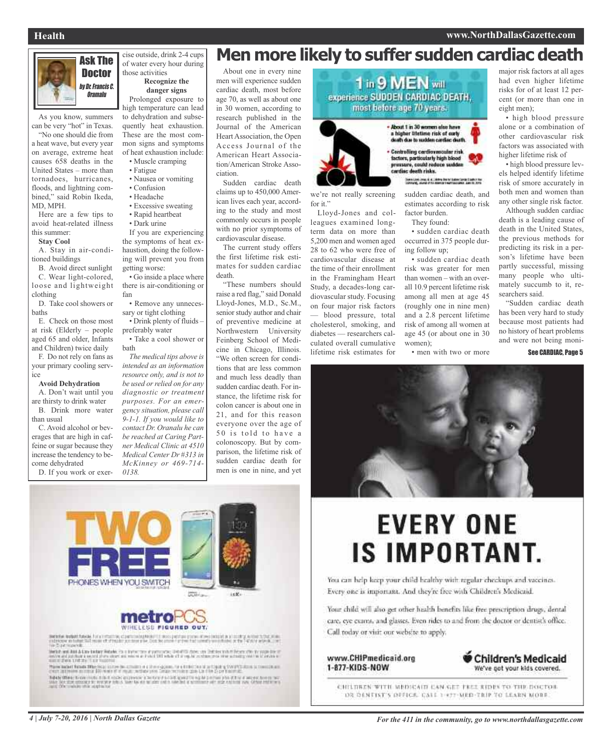## Ask The Doctor

*by Dr. Francis C. Oramalu*

As you know, summers can be very "hot" in Texas.

"No one should die from a heat wave, but every year on average, extreme heat causes 658 deaths in the United States – more than tornadoes, hurricanes, floods, and lightning combined," said Robin Ikeda, MD, MPH.

Here are a few tips to avoid heat-related illness this summer:

**Stay Cool**

A. Stay in air-conditioned buildings

B. Avoid direct sunlight

C. Wear light-colored, loose and lightweight clothing

D. Take cool showers or baths

E. Check on those most at risk (Elderly – people aged 65 and older, Infants and Children) twice daily

F. Do not rely on fans as your primary cooling service

**Avoid Dehydration**

A. Don't wait until you are thirsty to drink water

B. Drink more water than usual

C. Avoid alcohol or beverages that are high in caffeine or sugar because they increase the tendency to become dehydrated

D. If you work or exercise outside, drink 2-4 cups of water every hour during those activities

**Recognize the danger signs**

Prolonged exposure to high temperature can lead to dehydration and subsequently heat exhaustion. These are the most common signs and symptoms of heat exhaustion include:

- Muscle cramping
- Fatigue
- Nausea or vomiting
- Confusion
- Headache
- Excessive sweating
- Rapid heartbeat
- Dark urine

If you are experiencing the symptoms of heat exhaustion, doing the following will prevent you from getting worse:

- Go inside a place where there is air-conditioning or fan
- Remove any unnecessary or tight clothing
- Drink plenty of fluids – preferably water
- Take a cool shower or bath

*The medical tips above is intended as an information resource only, and is not to be used or relied on for any diagnostic or treatment purposes. For an emergency situation, please call 9-1-1. If you would like to contact Dr. Oranalu he can be reached at Caring Partner Medical Clinic at 4510 Medical Center Dr #313 in McKinney or 469-714-0138.*

# Men more likely to suffer sudden cardiac death

About one in every nine men will experience sudden cardiac death, most before age 70, as well as about one in 30 women, according to research published in the Journal of the American Heart Association, the Open Access Journal of the American Heart Association/American Stroke Association.

Sudden cardiac death claims up to 450,000 American lives each year, according to the study and most commonly occurs in people with no prior symptoms of cardiovascular disease.

The current study offers the first lifetime risk estimates for sudden cardiac death.

"These numbers should raise a red flag," said Donald Lloyd-Jones, M.D., Sc.M., senior study author and chair of preventive medicine at Northwestern University Feinberg School of Medicine in Chicago, Illinois. "We often screen for conditions that are less common and much less deadly than sudden cardiac death. For instance, the lifetime risk for colon cancer is about one in 21, and for this reason everyone over the age of 50 is told to have a colonoscopy. But by comparison, the lifetime risk of sudden cardiac death for men is one in nine, and yet we're not really screening for it."

**1 in 9 MEN will experience SUDDEN CARDIAC DEATH, most before age 70 years.**

- About 1 in 30 women also have a higher lifetime risk of early death due to sudden cardiac death.
- Controlling cardiovascular risk factors, particularly high blood pressure, could reduce sudden cardiac death risks.

Lloyd-Jones and colleagues examined long-term data on more than 5,200 men and women aged 28 to 62 who were free of cardiovascular disease at the time of their enrollment in the Framingham Heart Study, a decades-long cardiovascular study. Focusing on four major risk factors — blood pressure, total cholesterol, smoking, and diabetes — researchers calculated overall cumulative lifetime risk estimates for sudden cardiac death, and estimates according to risk factor burden.

They found:

- sudden cardiac death occurred in 375 people during follow up;
- sudden cardiac death risk was greater for men than women – with an overall 10.9 percent lifetime risk among all men at age 45 (roughly one in nine men) and a 2.8 percent lifetime risk of among all women at age 45 (or about one in 30 women);
- men with two or more major risk factors at all ages had even higher lifetime risks for of at least 12 percent (or more than one in eight men);
- high blood pressure alone or a combination of other cardiovascular risk factors was associated with higher lifetime risk of
- high blood pressure levels helped identify lifetime risk of smore accurately in both men and women than any other single risk factor.

Although sudden cardiac death is a leading cause of death in the United States, the previous methods for predicting its risk in a person's lifetime have been partly successful, missing many people who ultimately succumb to it, researchers said.

"Sudden cardiac death has been very hard to study because most patients had no history of heart problems and were not being moni-

**See CARDIAC, Page 5**

---

# EVERY ONE IS IMPORTANT.

You can help keep your child healthy with regular checkups and vaccines. Every one is important. And they're free with Children's Medicaid.

Your child will also get other health benefits like free prescription drugs, dental care, eye exams, and glasses. Even rides to and from the doctor or dentist's office. Call today or visit our website to apply.

www.CHIPmedicaid.org
1-877-KIDS-NOW

**Children's Medicaid**
We've got your kids covered.

CHILDREN WITH MEDICAID CAN GET FREE RIDES TO THE DOCTOR OR DENTIST'S OFFICE. CALL 1-877-MED-TRIP TO LEARN MORE.

---

**TWO FREE** PHONES WHEN YOU SWITCH

**metroPCS.** WIRELESS FIGURED OUT.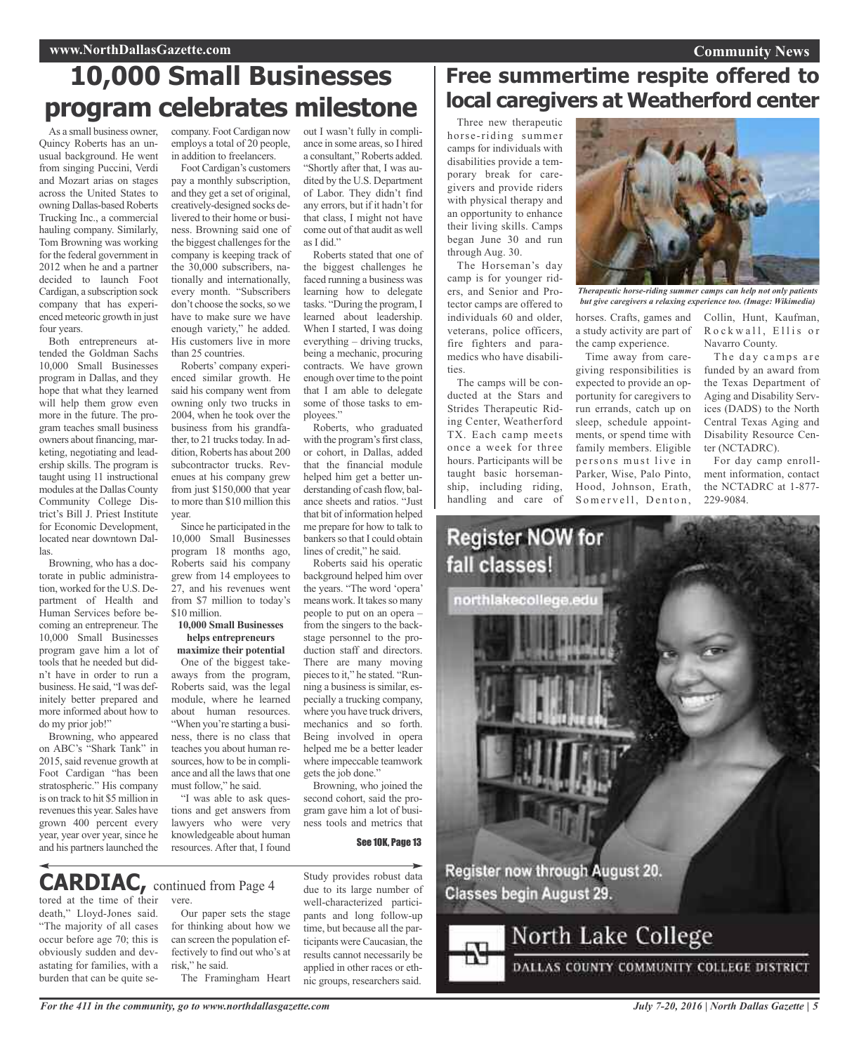# 10,000 Small Businesses program celebrates milestone

As a small business owner, Quincy Roberts has an unusual background. He went from singing Puccini, Verdi and Mozart arias on stages across the United States to owning Dallas-based Roberts Trucking Inc., a commercial hauling company. Similarly, Tom Browning was working for the federal government in 2012 when he and a partner decided to launch Foot Cardigan, a subscription sock company that has experienced meteoric growth in just four years.

Both entrepreneurs attended the Goldman Sachs 10,000 Small Businesses program in Dallas, and they hope that what they learned will help them grow even more in the future. The program teaches small business owners about financing, marketing, negotiating and leadership skills. The program is taught using 11 instructional modules at the Dallas County Community College District's Bill J. Priest Institute for Economic Development, located near downtown Dallas.

Browning, who has a doctorate in public administration, worked for the U.S. Department of Health and Human Services before becoming an entrepreneur. The 10,000 Small Businesses program gave him a lot of tools that he needed but didn't have in order to run a business. He said, "I was definitely better prepared and more informed about how to do my prior job!"

Browning, who appeared on ABC's "Shark Tank" in 2015, said revenue growth at Foot Cardigan "has been stratospheric." His company is on track to hit $5 million in revenues this year. Sales have grown 400 percent every year, year over year, since he and his partners launched the company. Foot Cardigan now employs a total of 20 people, in addition to freelancers.

Foot Cardigan's customers pay a monthly subscription, and they get a set of original, creatively-designed socks delivered to their home or business. Browning said one of the biggest challenges for the company is keeping track of the 30,000 subscribers, nationally and internationally, every month. "Subscribers don't choose the socks, so we have to make sure we have enough variety," he added. His customers live in more than 25 countries.

Roberts' company experienced similar growth. He said his company went from owning only two trucks in 2004, when he took over the business from his grandfather, to 21 trucks today. In addition, Roberts has about 200 subcontractor trucks. Revenues at his company grew from just $150,000 that year to more than $10 million this year.

Since he participated in the 10,000 Small Businesses program 18 months ago, Roberts said his company grew from 14 employees to 27, and his revenues went from $7 million to today's $10 million.

**10,000 Small Businesses helps entrepreneurs maximize their potential**

One of the biggest takeaways from the program, Roberts said, was the legal module, where he learned about human resources. "When you're starting a business, there is no class that teaches you about human resources, how to be in compliance and all the laws that one must follow," he said.

"I was able to ask questions and get answers from lawyers who were very knowledgeable about human resources. After that, I found out I wasn't fully in compliance in some areas, so I hired a consultant," Roberts added. "Shortly after that, I was audited by the U.S. Department of Labor. They didn't find any errors, but if it hadn't for that class, I might not have come out of that audit as well as I did."

Roberts stated that one of the biggest challenges he faced running a business was learning how to delegate tasks. "During the program, I learned about leadership. When I started, I was doing everything – driving trucks, being a mechanic, procuring contracts. We have grown enough over time to the point that I am able to delegate some of those tasks to employees."

Roberts, who graduated with the program's first class, or cohort, in Dallas, added that the financial module helped him get a better understanding of cash flow, balance sheets and ratios. "Just that bit of information helped me prepare for how to talk to bankers so that I could obtain lines of credit," he said.

Roberts said his operatic background helped him over the years. "The word 'opera' means work. It takes so many people to put on an opera – from the singers to the backstage personnel to the production staff and directors. There are many moving pieces to it," he stated. "Running a business is similar, especially a trucking company, where you have truck drivers, mechanics and so forth. Being involved in opera helped me be a better leader where impeccable teamwork gets the job done."

Browning, who joined the second cohort, said the program gave him a lot of business tools and metrics that

See 10K, Page 13

# Free summertime respite offered to local caregivers at Weatherford center

Three new therapeutic horse-riding summer camps for individuals with disabilities provide a temporary break for caregivers and provide riders with physical therapy and an opportunity to enhance their living skills. Camps began June 30 and run through Aug. 30.

The Horseman's day camp is for younger riders, and Senior and Protector camps are offered to individuals 60 and older, veterans, police officers, fire fighters and paramedics who have disabilities.

The camps will be conducted at the Stars and Strides Therapeutic Riding Center, Weatherford TX. Each camp meets once a week for three hours. Participants will be taught basic horsemanship, including riding, handling and care of horses. Crafts, games and a study activity are part of the camp experience.

*Therapeutic horse-riding summer camps can help not only patients but give caregivers a relaxing experience too. (Image: Wikimedia)*

Time away from caregiving responsibilities is expected to provide an opportunity for caregivers to run errands, catch up on sleep, schedule appointments, or spend time with family members. Eligible persons must live in Parker, Wise, Palo Pinto, Hood, Johnson, Erath, Somervell, Denton, Collin, Hunt, Kaufman, Rockwall, Ellis or Navarro County.

The day camps are funded by an award from the Texas Department of Aging and Disability Services (DADS) to the North Central Texas Aging and Disability Resource Center (NCTADRC).

For day camp enrollment information, contact the NCTADRC at 1-877-229-9084.

Register NOW for fall classes!

northlakecollege.edu

Register now through August 20. Classes begin August 29.

North Lake College

DALLAS COUNTY COMMUNITY COLLEGE DISTRICT

# CARDIAC, continued from Page 4

tored at the time of their death," Lloyd-Jones said. "The majority of all cases occur before age 70; this is obviously sudden and devastating for families, with a burden that can be quite severe.

Our paper sets the stage for thinking about how we can screen the population effectively to find out who's at risk," he said.

The Framingham Heart Study provides robust data due to its large number of well-characterized participants and long follow-up time, but because all the participants were Caucasian, the results cannot necessarily be applied in other races or ethnic groups, researchers said.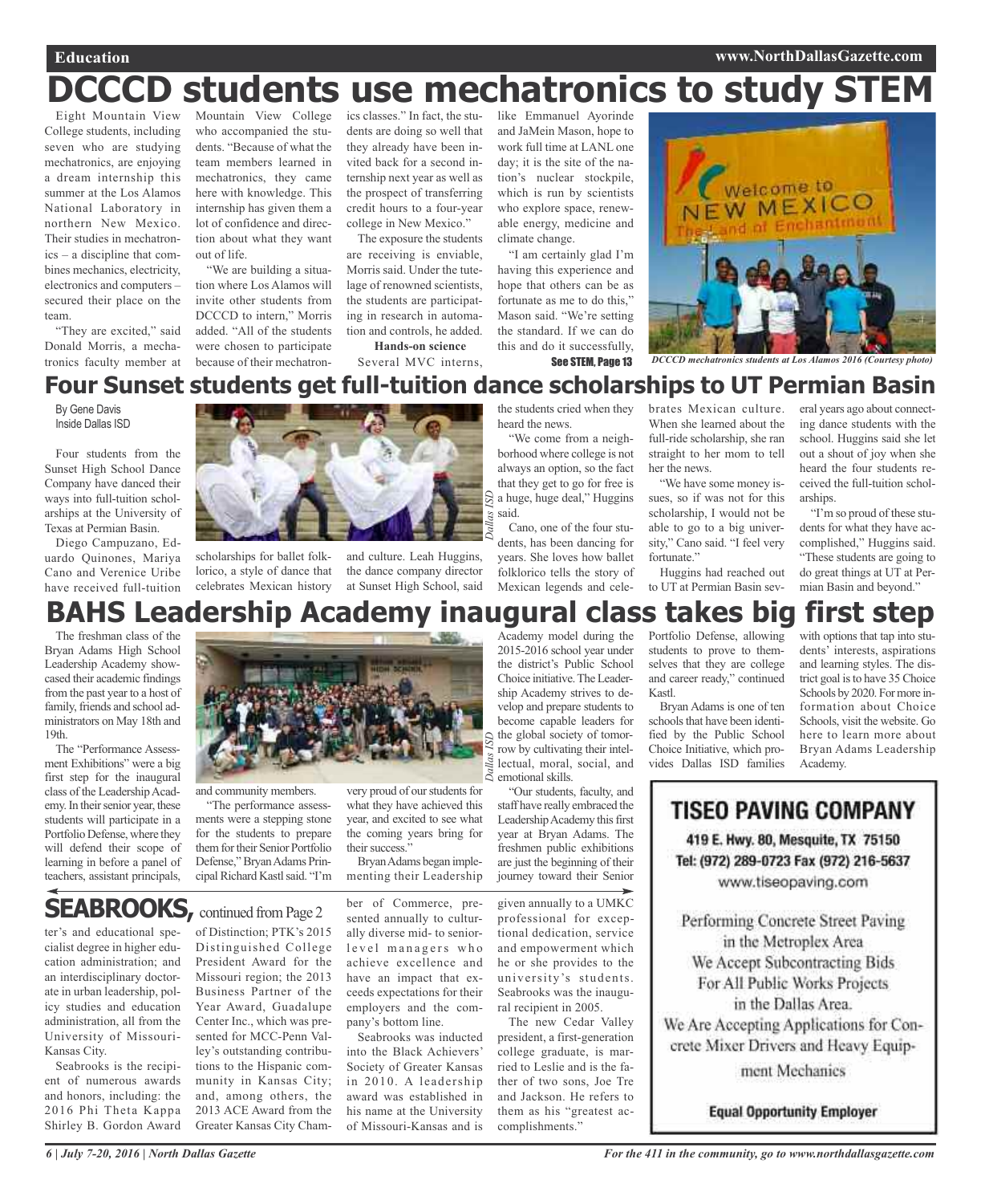# DCCCD students use mechatronics to study STEM

Eight Mountain View College students, including seven who are studying mechatronics, are enjoying a dream internship this summer at the Los Alamos National Laboratory in northern New Mexico. Their studies in mechatronics – a discipline that combines mechanics, electricity, electronics and computers – secured their place on the team.

"They are excited," said Donald Morris, a mechatronics faculty member at Mountain View College who accompanied the students. "Because of what the team members learned in mechatronics, they came here with knowledge. This internship has given them a lot of confidence and direction about what they want out of life.

"We are building a situation where Los Alamos will invite other students from DCCCD to intern," Morris added. "All of the students were chosen to participate because of their mechatronics classes." In fact, the students are doing so well that they already have been invited back for a second internship next year as well as the prospect of transferring credit hours to a four-year college in New Mexico."

The exposure the students are receiving is enviable, Morris said. Under the tutelage of renowned scientists, the students are participating in research in automation and controls, he added.

**Hands-on science**

Several MVC interns, like Emmanuel Ayorinde and JaMein Mason, hope to work full time at LANL one day; it is the site of the nation's nuclear stockpile, which is run by scientists who explore space, renewable energy, medicine and climate change.

"I am certainly glad I'm having this experience and hope that others can be as fortunate as me to do this," Mason said. "We're setting the standard. If we can do this and do it successfully,

See STEM, Page 13

*DCCCD mechatronics students at Los Alamos 2016 (Courtesy photo)*

# Four Sunset students get full-tuition dance scholarships to UT Permian Basin

By Gene Davis
Inside Dallas ISD

Four students from the Sunset High School Dance Company have danced their ways into full-tuition scholarships at the University of Texas at Permian Basin.

Diego Campuzano, Eduardo Quinones, Mariya Cano and Verenice Uribe have received full-tuition scholarships for ballet folklorico, a style of dance that celebrates Mexican history and culture. Leah Huggins, the dance company director at Sunset High School, said the students cried when they heard the news.

"We come from a neighborhood where college is not always an option, so the fact that they get to go for free is a huge, huge deal," Huggins said.

Cano, one of the four students, has been dancing for years. She loves how ballet folklorico tells the story of Mexican legends and celebrates Mexican culture. When she learned about the full-ride scholarship, she ran straight to her mom to tell her the news.

"We have some money issues, so if was not for this scholarship, I would not be able to go to a big university," Cano said. "I feel very fortunate."

Huggins had reached out to UT at Permian Basin several years ago about connecting dance students with the school. Huggins said she let out a shout of joy when she heard the four students received the full-tuition scholarships.

"I'm so proud of these students for what they have accomplished," Huggins said. "These students are going to do great things at UT at Permian Basin and beyond."

*Dallas ISD*

# BAHS Leadership Academy inaugural class takes big first step

The freshman class of the Bryan Adams High School Leadership Academy showcased their academic findings from the past year to a host of family, friends and school administrators on May 18th and 19th.

The "Performance Assessment Exhibitions" were a big first step for the inaugural class of the Leadership Academy. In their senior year, these students will participate in a Portfolio Defense, where they will defend their scope of learning in before a panel of teachers, assistant principals, and community members.

"The performance assessments were a stepping stone for the students to prepare them for their Senior Portfolio Defense," Bryan Adams Principal Richard Kastl said. "I'm very proud of our students for what they have achieved this year, and excited to see what the coming years bring for their success."

Bryan Adams began implementing their Leadership Academy model during the 2015-2016 school year under the district's Public School Choice initiative. The Leadership Academy strives to develop and prepare students to become capable leaders for the global society of tomorrow by cultivating their intellectual, moral, social, and emotional skills.

"Our students, faculty, and staff have really embraced the Leadership Academy this first year at Bryan Adams. The freshmen public exhibitions are just the beginning of their journey toward their Senior Portfolio Defense, allowing students to prove to themselves that they are college and career ready," continued Kastl.

Bryan Adams is one of ten schools that have been identified by the Public School Choice Initiative, which provides Dallas ISD families with options that tap into students' interests, aspirations and learning styles. The district goal is to have 35 Choice Schools by 2020. For more information about Choice Schools, visit the website. Go here to learn more about Bryan Adams Leadership Academy.

*Dallas ISD*

# SEABROOKS, continued from Page 2

ter's and educational specialist degree in higher education administration; and an interdisciplinary doctorate in urban leadership, policy studies and education administration, all from the University of Missouri-Kansas City.

Seabrooks is the recipient of numerous awards and honors, including: the 2016 Phi Theta Kappa Shirley B. Gordon Award of Distinction; PTK's 2015 Distinguished College President Award for the Missouri region; the 2013 Business Partner of the Year Award, Guadalupe Center Inc., which was presented for MCC-Penn Valley's outstanding contributions to the Hispanic community in Kansas City; and, among others, the 2013 ACE Award from the Greater Kansas City Chamber of Commerce, presented annually to culturally diverse mid- to senior-level managers who achieve excellence and have an impact that exceeds expectations for their employers and the company's bottom line.

Seabrooks was inducted into the Black Achievers' Society of Greater Kansas in 2010. A leadership award was established in his name at the University of Missouri-Kansas and is given annually to a UMKC professional for exceptional dedication, service and empowerment which he or she provides to the university's students. Seabrooks was the inaugural recipient in 2005.

The new Cedar Valley president, a first-generation college graduate, is married to Leslie and is the father of two sons, Joe Tre and Jackson. He refers to them as his "greatest accomplishments."

**TISEO PAVING COMPANY**

419 E. Hwy. 80, Mesquite, TX 75150
Tel: (972) 289-0723 Fax (972) 216-5637
www.tiseopaving.com

Performing Concrete Street Paving in the Metroplex Area
We Accept Subcontracting Bids For All Public Works Projects in the Dallas Area.
We Are Accepting Applications for Concrete Mixer Drivers and Heavy Equipment Mechanics

**Equal Opportunity Employer**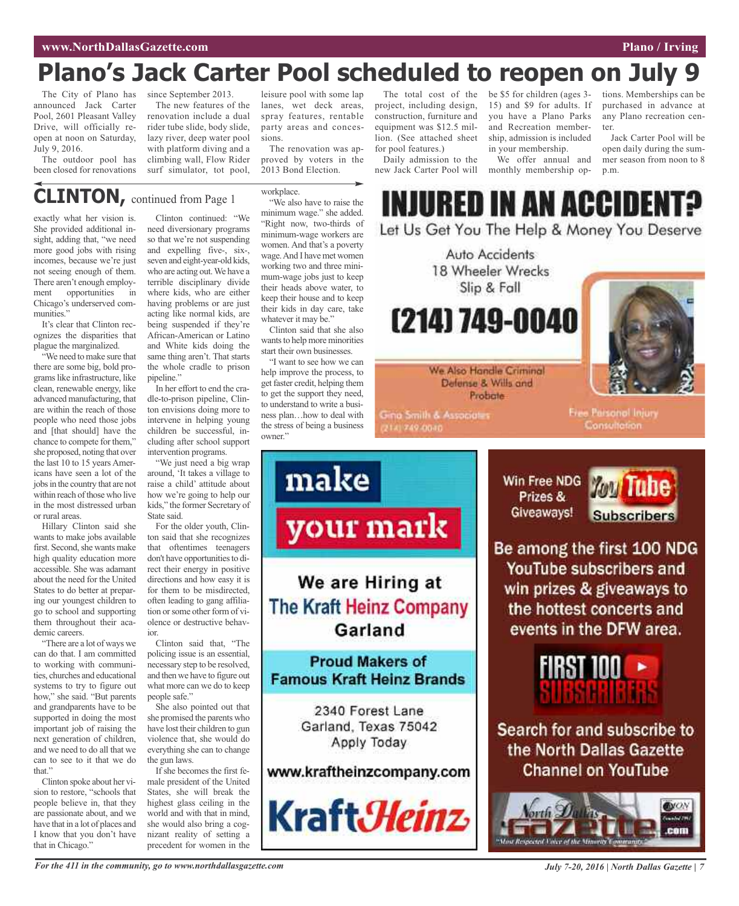# Plano's Jack Carter Pool scheduled to reopen on July 9

The City of Plano has announced Jack Carter Pool, 2601 Pleasant Valley Drive, will officially reopen at noon on Saturday, July 9, 2016.

The outdoor pool has been closed for renovations since September 2013.

The new features of the renovation include a dual rider tube slide, body slide, lazy river, deep water pool with platform diving and a climbing wall, Flow Rider surf simulator, tot pool, leisure pool with some lap lanes, wet deck areas, spray features, rentable party areas and concessions.

The renovation was approved by voters in the 2013 Bond Election.

The total cost of the project, including design, construction, furniture and equipment was $12.5 million. (See attached sheet for pool features.)

Daily admission to the new Jack Carter Pool will be $5 for children (ages 3-15) and $9 for adults. If you have a Plano Parks and Recreation membership, admission is included in your membership.

We offer annual and monthly membership options. Memberships can be purchased in advance at any Plano recreation center.

Jack Carter Pool will be open daily during the summer season from noon to 8 p.m.

## CLINTON, continued from Page 1

exactly what her vision is. She provided additional insight, adding that, "we need more good jobs with rising incomes, because we're just not seeing enough of them. There aren't enough employment opportunities in Chicago's underserved communities."

It's clear that Clinton recognizes the disparities that plague the marginalized.

"We need to make sure that there are some big, bold programs like infrastructure, like clean, renewable energy, like advanced manufacturing, that are within the reach of those people who need those jobs and [that should] have the chance to compete for them," she proposed, noting that over the last 10 to 15 years Americans have seen a lot of the jobs in the country that are not within reach of those who live in the most distressed urban or rural areas.

Hillary Clinton said she wants to make jobs available first. Second, she wants make high quality education more accessible. She was adamant about the need for the United States to do better at preparing our youngest children to go to school and supporting them throughout their academic careers.

"There are a lot of ways we can do that. I am committed to working with communities, churches and educational systems to try to figure out how," she said. "But parents and grandparents have to be supported in doing the most important job of raising the next generation of children, and we need to do all that we can to see to it that we do that."

Clinton spoke about her vision to restore, "schools that people believe in, that they are passionate about, and we have that in a lot of places and I know that you don't have that in Chicago."

Clinton continued: "We need diversionary programs so that we're not suspending and expelling five-, six-, seven and eight-year-old kids, who are acting out. We have a terrible disciplinary divide where kids, who are either having problems or are just acting like normal kids, are being suspended if they're African-American or Latino and White kids doing the same thing aren't. That starts the whole cradle to prison pipeline."

In her effort to end the cradle-to-prison pipeline, Clinton envisions doing more to intervene in helping young children be successful, including after school support intervention programs.

"We just need a big wrap around, 'It takes a village to raise a child' attitude about how we're going to help our kids," the former Secretary of State said.

For the older youth, Clinton said that she recognizes that oftentimes teenagers don't have opportunities to direct their energy in positive directions and how easy it is for them to be misdirected, often leading to gang affiliation or some other form of violence or destructive behavior.

Clinton said that, "The policing issue is an essential, necessary step to be resolved, and then we have to figure out what more can we do to keep people safe."

She also pointed out that she promised the parents who have lost their children to gun violence that, she would do everything she can to change the gun laws.

If she becomes the first female president of the United States, she will break the highest glass ceiling in the world and with that in mind, she would also bring a cognizant reality of setting a precedent for women in the workplace.

"We also have to raise the minimum wage." she added. "Right now, two-thirds of minimum-wage workers are women. And that's a poverty wage. And I have met women working two and three minimum-wage jobs just to keep their heads above water, to keep their house and to keep their kids in day care, take whatever it may be."

Clinton said that she also wants to help more minorities start their own businesses.

"I want to see how we can help improve the process, to get faster credit, helping them to get the support they need, to understand to write a business plan…how to deal with the stress of being a business owner."

---

**INJURED IN AN ACCIDENT?**
Let Us Get You The Help & Money You Deserve

Auto Accidents
18 Wheeler Wrecks
Slip & Fall

**(214) 749-0040**

We Also Handle Criminal Defense & Wills and Probate

Gina Smith & Associates
(214) 749-0040

Free Personal Injury Consultation

---

**make your mark**

We are Hiring at
The Kraft Heinz Company
Garland

Proud Makers of Famous Kraft Heinz Brands

2340 Forest Lane
Garland, Texas 75042
Apply Today

www.kraftheinzcompany.com

KraftHeinz

---

Win Free NDG Prizes & Giveaways!

YouTube Subscribers

Be among the first 100 NDG YouTube subscribers and win prizes & giveaways to the hottest concerts and events in the DFW area.

FIRST 100 SUBSCRIBERS

Search for and subscribe to the North Dallas Gazette Channel on YouTube

North Dallas Gazette .com
"Most Respected Voice of the Minority Community"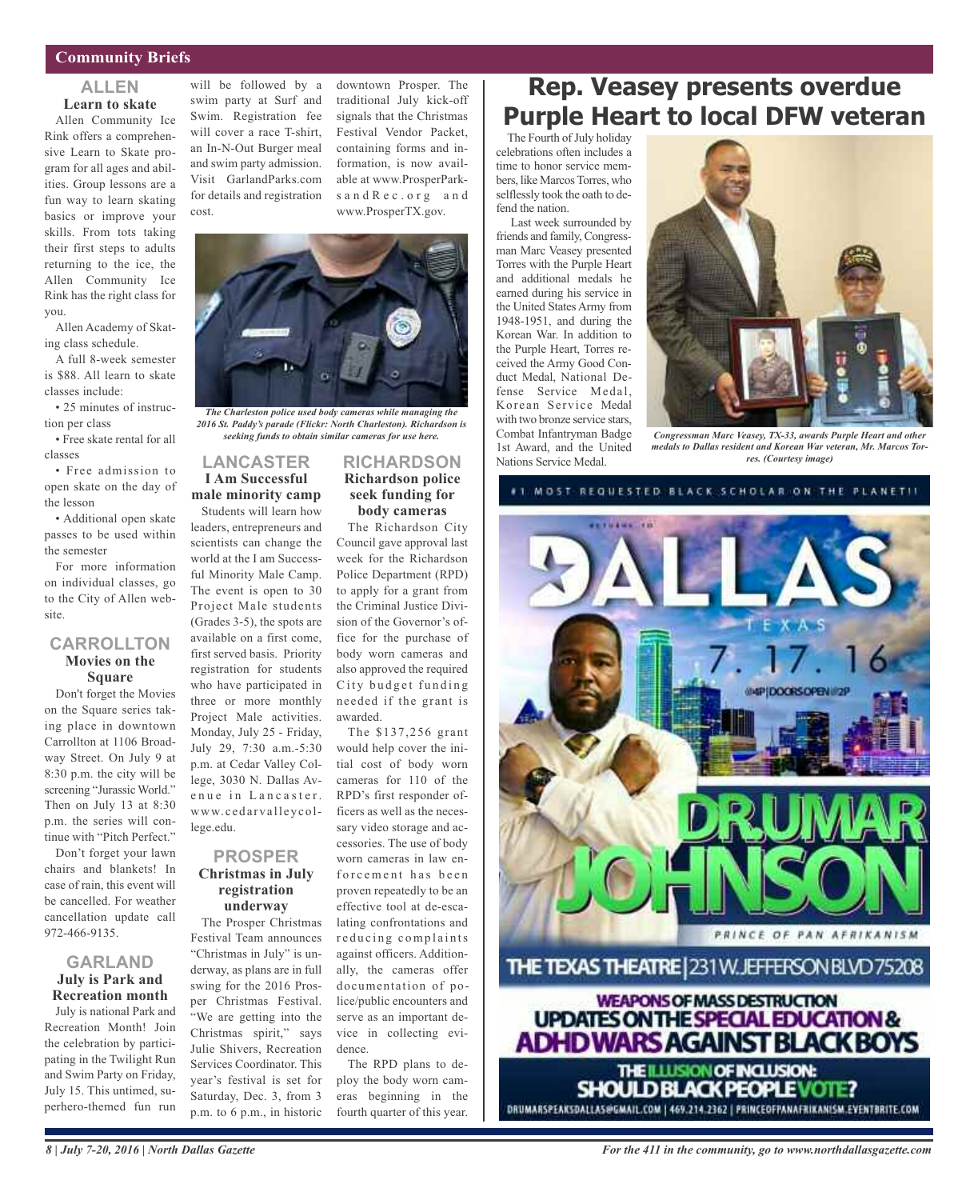## Community Briefs

### ALLEN

**Learn to skate**

Allen Community Ice Rink offers a comprehensive Learn to Skate program for all ages and abilities. Group lessons are a fun way to learn skating basics or improve your skills. From tots taking their first steps to adults returning to the ice, the Allen Community Ice Rink has the right class for you.

Allen Academy of Skating class schedule.

A full 8-week semester is $88. All learn to skate classes include:

- 25 minutes of instruction per class
- Free skate rental for all classes
- Free admission to open skate on the day of the lesson
- Additional open skate passes to be used within the semester

For more information on individual classes, go to the City of Allen website.

### CARROLLTON

**Movies on the Square**

Don't forget the Movies on the Square series taking place in downtown Carrollton at 1106 Broadway Street. On July 9 at 8:30 p.m. the city will be screening "Jurassic World." Then on July 13 at 8:30 p.m. the series will continue with "Pitch Perfect."

Don't forget your lawn chairs and blankets! In case of rain, this event will be cancelled. For weather cancellation update call 972-466-9135.

### GARLAND

**July is Park and Recreation month**

July is national Park and Recreation Month! Join the celebration by participating in the Twilight Run and Swim Party on Friday, July 15. This untimed, superhero-themed fun run will be followed by a swim party at Surf and Swim. Registration fee will cover a race T-shirt, an In-N-Out Burger meal and swim party admission. Visit GarlandParks.com for details and registration cost.

*The Charleston police used body cameras while managing the 2016 St. Paddy's parade (Flickr: North Charleston). Richardson is seeking funds to obtain similar cameras for use here.*

### LANCASTER

**I Am Successful male minority camp**

Students will learn how leaders, entrepreneurs and scientists can change the world at the I am Successful Minority Male Camp. The event is open to 30 Project Male students (Grades 3-5), the spots are available on a first come, first served basis. Priority registration for students who have participated in three or more monthly Project Male activities. Monday, July 25 - Friday, July 29, 7:30 a.m.-5:30 p.m. at Cedar Valley College, 3030 N. Dallas Avenue in Lancaster. www.cedarvalleycollege.edu.

### PROSPER

**Christmas in July registration underway**

The Prosper Christmas Festival Team announces "Christmas in July" is underway, as plans are in full swing for the 2016 Prosper Christmas Festival. "We are getting into the Christmas spirit," says Julie Shivers, Recreation Services Coordinator. This year's festival is set for Saturday, Dec. 3, from 3 p.m. to 6 p.m., in historic downtown Prosper. The traditional July kick-off signals that the Christmas Festival Vendor Packet, containing forms and information, is now available at www.ProsperParksandRec.org and www.ProsperTX.gov.

### RICHARDSON

**Richardson police seek funding for body cameras**

The Richardson City Council gave approval last week for the Richardson Police Department (RPD) to apply for a grant from the Criminal Justice Division of the Governor's office for the purchase of body worn cameras and also approved the required City budget funding needed if the grant is awarded.

The $137,256 grant would help cover the initial cost of body worn cameras for 110 of the RPD's first responder officers as well as the necessary video storage and accessories. The use of body worn cameras in law enforcement has been proven repeatedly to be an effective tool at de-escalating confrontations and reducing complaints against officers. Additionally, the cameras offer documentation of police/public encounters and serve as an important device in collecting evidence.

The RPD plans to deploy the body worn cameras beginning in the fourth quarter of this year.

# Rep. Veasey presents overdue Purple Heart to local DFW veteran

The Fourth of July holiday celebrations often includes a time to honor service members, like Marcos Torres, who selflessly took the oath to defend the nation.

Last week surrounded by friends and family, Congressman Marc Veasey presented Torres with the Purple Heart and additional medals he earned during his service in the United States Army from 1948-1951, and during the Korean War. In addition to the Purple Heart, Torres received the Army Good Conduct Medal, National Defense Service Medal, Korean Service Medal with two bronze service stars, Combat Infantryman Badge 1st Award, and the United Nations Service Medal.

*Congressman Marc Veasey, TX-33, awards Purple Heart and other medals to Dallas resident and Korean War veteran, Mr. Marcos Torres. (Courtesy image)*

#1 MOST REQUESTED BLACK SCHOLAR ON THE PLANET!!

RETURNS TO DALLAS TEXAS 7.17.16 @4P | DOORS OPEN @2P

DR. UMAR JOHNSON

PRINCE OF PAN AFRIKANISM

THE TEXAS THEATRE | 231 W. JEFFERSON BLVD 75208

WEAPONS OF MASS DESTRUCTION UPDATES ON THE SPECIAL EDUCATION & ADHD WARS AGAINST BLACK BOYS

THE ILLUSION OF INCLUSION: SHOULD BLACK PEOPLE VOTE?

DRUMARSPEAKSDALLAS@GMAIL.COM | 469.214.2362 | PRINCEOFPANAFRIKANISM.EVENTBRITE.COM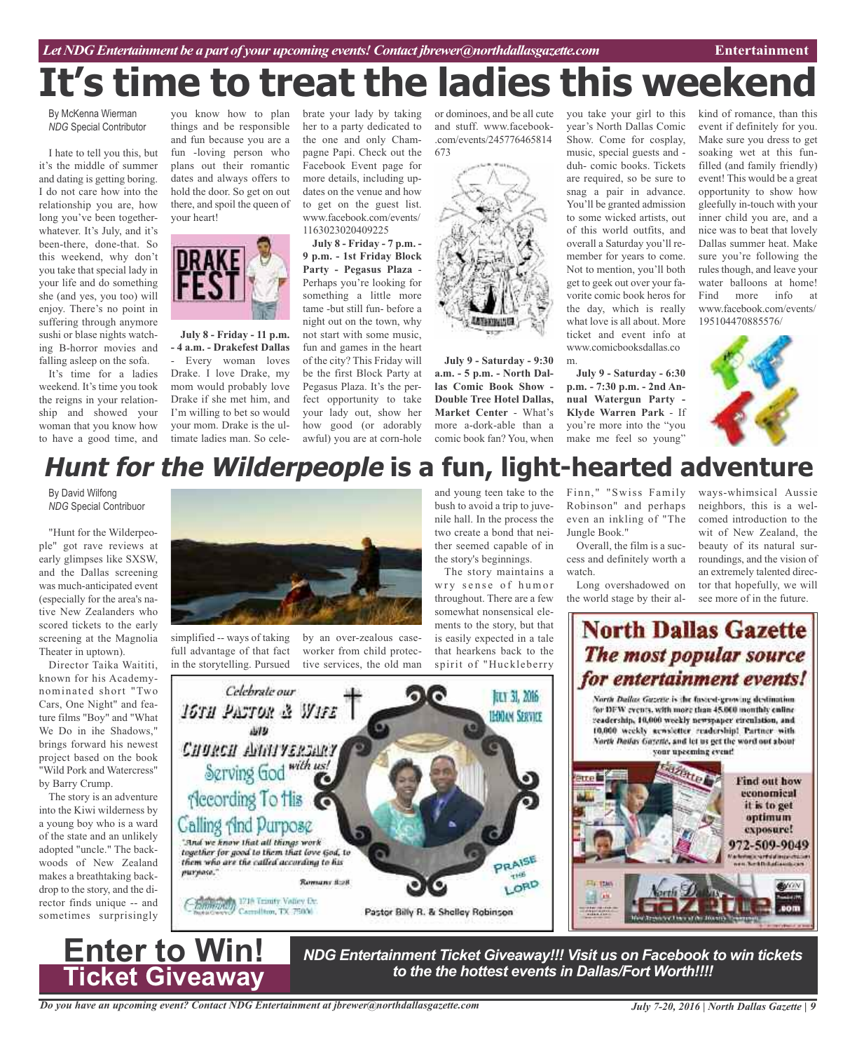# It's time to treat the ladies this weekend

By McKenna Wierman
*NDG* Special Contributor

I hate to tell you this, but it's the middle of summer and dating is getting boring. I do not care how into the relationship you are, how long you've been together-whatever. It's July, and it's been-there, done-that. So this weekend, why don't you take that special lady in your life and do something she (and yes, you too) will enjoy. There's no point in suffering through anymore sushi or blase nights watching B-horror movies and falling asleep on the sofa.

It's time for a ladies weekend. It's time you took the reigns in your relationship and showed your woman that you know how to have a good time, and you know how to plan things and be responsible and fun because you are a fun -loving person who plans out their romantic dates and always offers to hold the door. So get on out there, and spoil the queen of your heart!

**July 8 - Friday - 11 p.m. - 4 a.m. - Drakefest Dallas** - Every woman loves Drake. I love Drake, my mom would probably love Drake if she met him, and I'm willing to bet so would your mom. Drake is the ultimate ladies man. So celebrate your lady by taking her to a party dedicated to the one and only Champagne Papi. Check out the Facebook Event page for more details, including updates on the venue and how to get on the guest list. www.facebook.com/events/1163023020409225

**July 8 - Friday - 7 p.m. - 9 p.m. - 1st Friday Block Party - Pegasus Plaza** - Perhaps you're looking for something a little more tame -but still fun- before a night out on the town, why not start with some music, fun and games in the heart of the city? This Friday will be the first Block Party at Pegasus Plaza. It's the perfect opportunity to take your lady out, show her how good (or adorably awful) you are at corn-hole or dominoes, and be all cute and stuff. www.facebook.com/events/245776465814673

**July 9 - Saturday - 9:30 a.m. - 5 p.m. - North Dallas Comic Book Show - Double Tree Hotel Dallas, Market Center** - What's more a-dork-able than a comic book fan? You, when you take your girl to this year's North Dallas Comic Show. Come for cosplay, music, special guests and -duh- comic books. Tickets are required, so be sure to snag a pair in advance. You'll be granted admission to some wicked artists, out of this world outfits, and overall a Saturday you'll remember for years to come. Not to mention, you'll both get to geek out over your favorite comic book heros for the day, which is really what love is all about. More ticket and event info at www.comicbooksdallas.com.

**July 9 - Saturday - 6:30 p.m. - 7:30 p.m. - 2nd Annual Watergun Party - Klyde Warren Park** - If you're more into the "you make me feel so young" kind of romance, than this event if definitely for you. Make sure you dress to get soaking wet at this fun-filled (and family friendly) event! This would be a great opportunity to show how gleefully in-touch with your inner child you are, and a nice was to beat that lovely Dallas summer heat. Make sure you're following the rules though, and leave your water balloons at home! Find more info at www.facebook.com/events/195104470885576/

# *Hunt for the Wilderpeople* is a fun, light-hearted adventure

By David Wilfong
*NDG* Special Contribuor

"Hunt for the Wilderpeople" got rave reviews at early glimpses like SXSW, and the Dallas screening was much-anticipated event (especially for the area's native New Zealanders who scored tickets to the early screening at the Magnolia Theater in uptown).

Director Taika Waititi, known for his Academy-nominated short "Two Cars, One Night" and feature films "Boy" and "What We Do in ihe Shadows," brings forward his newest project based on the book "Wild Pork and Watercress" by Barry Crump.

The story is an adventure into the Kiwi wilderness by a young boy who is a ward of the state and an unlikely adopted "uncle." The backwoods of New Zealand makes a breathtaking backdrop to the story, and the director finds unique -- and sometimes surprisingly simplified -- ways of taking full advantage of that fact in the storytelling. Pursued by an over-zealous caseworker from child protective services, the old man and young teen take to the bush to avoid a trip to juvenile hall. In the process the two create a bond that neither seemed capable of in the story's beginnings.

The story maintains a wry sense of humor throughout. There are a few somewhat nonsensical elements to the story, but that is easily expected in a tale that hearkens back to the spirit of "Huckleberry Finn," "Swiss Family Robinson" and perhaps even an inkling of "The Jungle Book."

Overall, the film is a success and definitely worth a watch.

Long overshadowed on the world stage by their always-whimsical Aussie neighbors, this is a welcomed introduction to the wit of New Zealand, the beauty of its natural surroundings, and the vision of an extremely talented director that hopefully, we will see more of in the future.

Celebrate our 16th Pastor & Wife and Church Anniversary — Serving God with us! According To His Calling And Purpose

"And we know that all things work together for good to them that love God, to them who are the called according to his purpose." Romans 8:28

July 31, 2016 — 11:00am Service

Praise the Lord

1716 Trinity Valley Dr. Carrollton, TX 75006

Pastor Billy R. & Shelley Robinson

## North Dallas Gazette
## *The most popular source for entertainment events!*

North Dallas Gazette is the fastest-growing destination for DFW events, with more than 45,000 monthly online readership, 10,000 weekly newspaper circulation, and 10,000 weekly newsletter readership! Partner with North Dallas Gazette, and let us get the word out about your upcoming event!

Find out how economical it is to get optimum exposure! 972-509-9049

# Enter to Win! Ticket Giveaway

***NDG Entertainment Ticket Giveaway!!! Visit us on Facebook to win tickets to the the hottest events in Dallas/Fort Worth!!!!***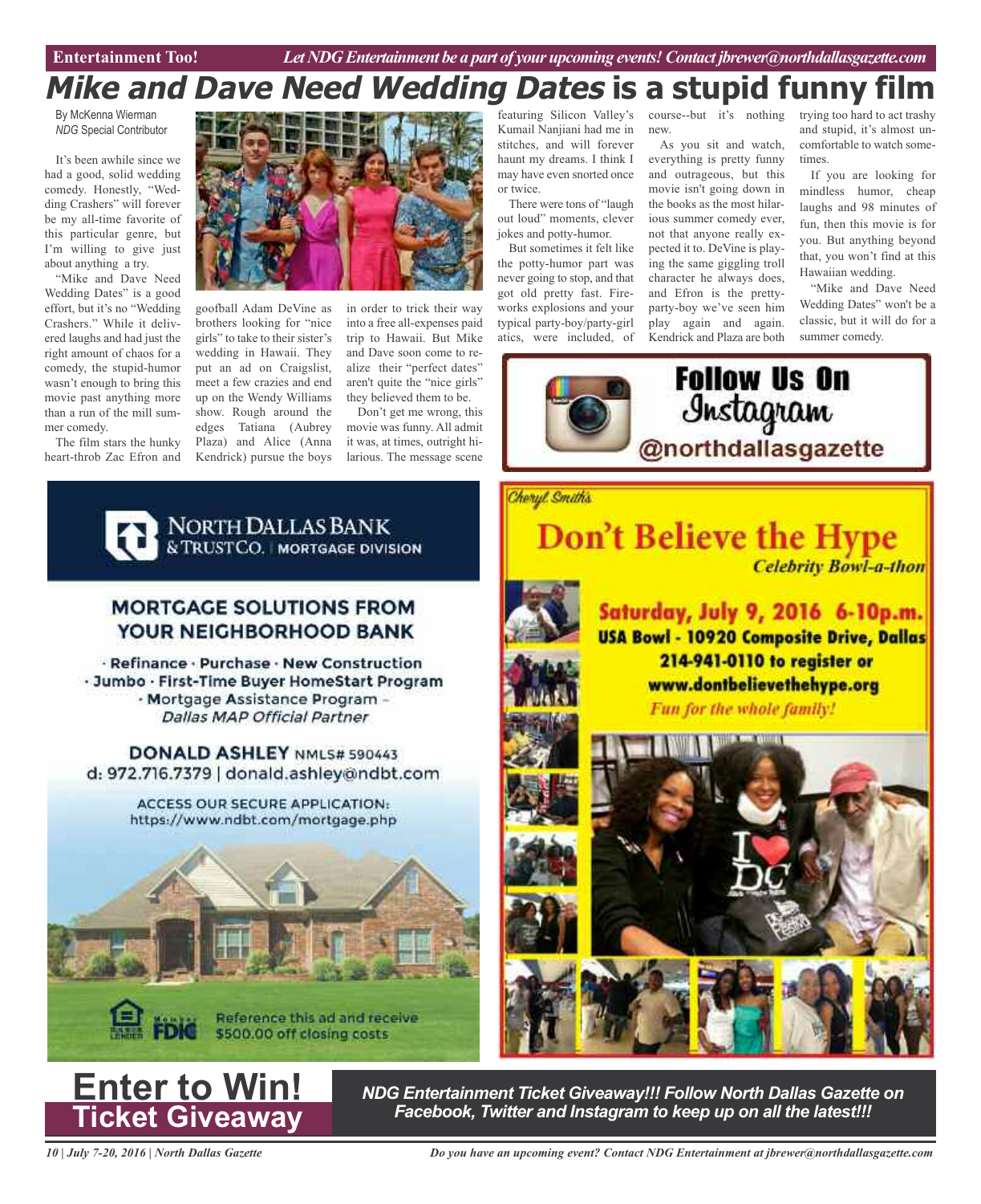# *Mike and Dave Need Wedding Dates* is a stupid funny film

By McKenna Wierman
*NDG* Special Contributor

It's been awhile since we had a good, solid wedding comedy. Honestly, "Wedding Crashers" will forever be my all-time favorite of this particular genre, but I'm willing to give just about anything a try.

"Mike and Dave Need Wedding Dates" is a good effort, but it's no "Wedding Crashers." While it delivered laughs and had just the right amount of chaos for a comedy, the stupid-humor wasn't enough to bring this movie past anything more than a run of the mill summer comedy.

The film stars the hunky heart-throb Zac Efron and goofball Adam DeVine as brothers looking for "nice girls" to take to their sister's wedding in Hawaii. They put an ad on Craigslist, meet a few crazies and end up on the Wendy Williams show. Rough around the edges Tatiana (Aubrey Plaza) and Alice (Anna Kendrick) pursue the boys in order to trick their way into a free all-expenses paid trip to Hawaii. But Mike and Dave soon come to realize their "perfect dates" aren't quite the "nice girls" they believed them to be.

Don't get me wrong, this movie was funny. All admit it was, at times, outright hilarious. The message scene featuring Silicon Valley's Kumail Nanjiani had me in stitches, and will forever haunt my dreams. I think I may have even snorted once or twice.

There were tons of "laugh out loud" moments, clever jokes and potty-humor.

But sometimes it felt like the potty-humor part was never going to stop, and that got old pretty fast. Fireworks explosions and your typical party-boy/party-girl atics, were included, of course--but it's nothing new.

As you sit and watch, everything is pretty funny and outrageous, but this movie isn't going down in the books as the most hilarious summer comedy ever, not that anyone really expected it to. DeVine is playing the same giggling troll character he always does, and Efron is the pretty-party-boy we've seen him play again and again. Kendrick and Plaza are both trying too hard to act trashy and stupid, it's almost uncomfortable to watch sometimes.

If you are looking for mindless humor, cheap laughs and 98 minutes of fun, then this movie is for you. But anything beyond that, you won't find at this Hawaiian wedding.

"Mike and Dave Need Wedding Dates" won't be a classic, but it will do for a summer comedy.

**Follow Us On Instagram**
**@northdallasgazette**

**NORTH DALLAS BANK & TRUST CO.** | MORTGAGE DIVISION

**MORTGAGE SOLUTIONS FROM YOUR NEIGHBORHOOD BANK**

· Refinance · Purchase · New Construction
· Jumbo · First-Time Buyer HomeStart Program
· Mortgage Assistance Program – *Dallas MAP Official Partner*

**DONALD ASHLEY** NMLS# 590443
d: 972.716.7379 | donald.ashley@ndbt.com

ACCESS OUR SECURE APPLICATION:
https://www.ndbt.com/mortgage.php

Reference this ad and receive $500.00 off closing costs

*Cheryl Smith's*

**Don't Believe the Hype**
*Celebrity Bowl-a-thon*

**Saturday, July 9, 2016 6-10p.m.**
**USA Bowl - 10920 Composite Drive, Dallas**
**214-941-0110 to register or**
**www.dontbelievethehype.org**
*Fun for the whole family!*

# Enter to Win! Ticket Giveaway

***NDG Entertainment Ticket Giveaway!!! Follow North Dallas Gazette on Facebook, Twitter and Instagram to keep up on all the latest!!!***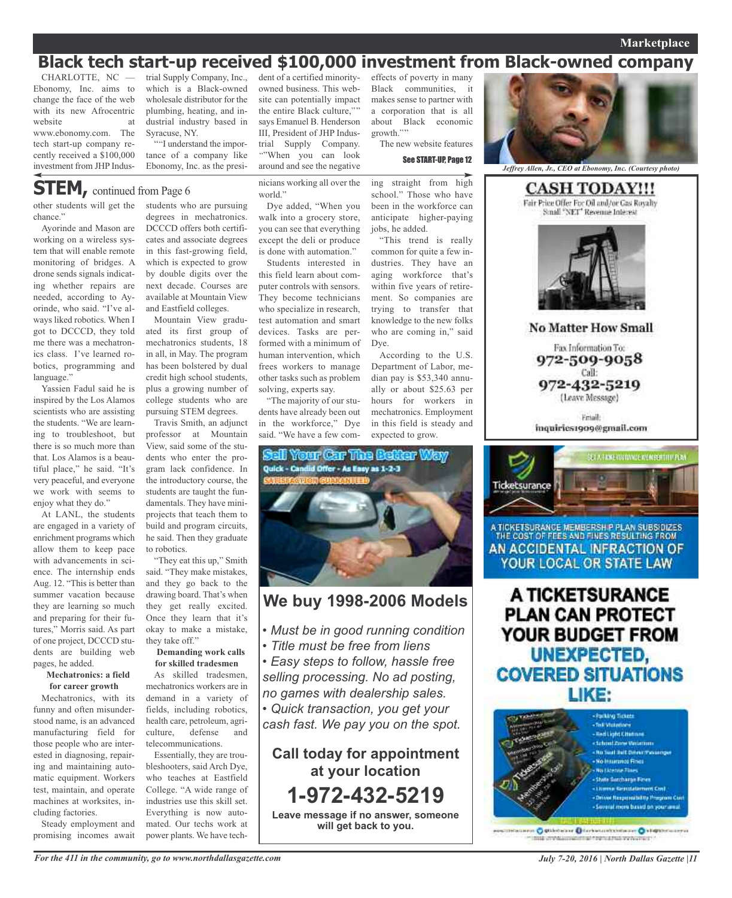# Black tech start-up received $100,000 investment from Black-owned company

CHARLOTTE, NC — Ebonomy, Inc. aims to change the face of the web with its new Afrocentric website at www.ebonomy.com. The tech start-up company recently received a $100,000 investment from JHP Industrial Supply Company, Inc., which is a Black-owned wholesale distributor for the plumbing, heating, and industrial industry based in Syracuse, NY.

""I understand the importance of a company like Ebonomy, Inc. as the president of a certified minority-owned business. This website can potentially impact the entire Black culture,"" says Emanuel B. Henderson III, President of JHP Industrial Supply Company. ""When you can look around and see the negative effects of poverty in many Black communities, it makes sense to partner with a corporation that is all about Black economic growth.""

The new website features

See START-UP, Page 12

*Jeffrey Allen, Jr., CEO at Ebonomy, Inc. (Courtesy photo)*

## STEM, continued from Page 6

other students will get the chance."

Ayorinde and Mason are working on a wireless system that will enable remote monitoring of bridges. A drone sends signals indicating whether repairs are needed, according to Ayorinde, who said. "I've always liked robotics. When I got to DCCCD, they told me there was a mechatronics class. I've learned robotics, programming and language."

Yassien Fadul said he is inspired by the Los Alamos scientists who are assisting the students. "We are learning to troubleshoot, but there is so much more than that. Los Alamos is a beautiful place," he said. "It's very peaceful, and everyone we work with seems to enjoy what they do."

At LANL, the students are engaged in a variety of enrichment programs which allow them to keep pace with advancements in science. The internship ends Aug. 12. "This is better than summer vacation because they are learning so much and preparing for their futures," Morris said. As part of one project, DCCCD students are building web pages, he added.

### Mechatronics: a field for career growth

Mechatronics, with its funny and often misunderstood name, is an advanced manufacturing field for those people who are interested in diagnosing, repairing and maintaining automatic equipment. Workers test, maintain, and operate machines at worksites, including factories.

Steady employment and promising incomes await students who are pursuing degrees in mechatronics. DCCCD offers both certificates and associate degrees in this fast-growing field, which is expected to grow by double digits over the next decade. Courses are available at Mountain View and Eastfield colleges.

Mountain View graduated its first group of mechatronics students, 18 in all, in May. The program has been bolstered by dual credit high school students, plus a growing number of college students who are pursuing STEM degrees.

Travis Smith, an adjunct professor at Mountain View, said some of the students who enter the program lack confidence. In the introductory course, the students are taught the fundamentals. They have mini-projects that teach them to build and program circuits, he said. Then they graduate to robotics.

"They eat this up," Smith said. "They make mistakes, and they go back to the drawing board. That's when they get really excited. Once they learn that it's okay to make a mistake, they take off."

### Demanding work calls for skilled tradesmen

As skilled tradesmen, mechatronics workers are in demand in a variety of fields, including robotics, health care, petroleum, agriculture, defense and telecommunications.

Essentially, they are troubleshooters, said Arch Dye, who teaches at Eastfield College. "A wide range of industries use this skill set. Everything is now automated. Our techs work at power plants. We have technicians working all over the world."

Dye added, "When you walk into a grocery store, you can see that everything except the deli or produce is done with automation."

Students interested in this field learn about computer controls with sensors. They become technicians who specialize in research, test automation and smart devices. Tasks are performed with a minimum of human intervention, which frees workers to manage other tasks such as problem solving, experts say.

"The majority of our students have already been out in the workforce," Dye said. "We have a few coming straight from high school." Those who have been in the workforce can anticipate higher-paying jobs, he added.

"This trend is really common for quite a few industries. They have an aging workforce that's within five years of retirement. So companies are trying to transfer that knowledge to the new folks who are coming in," said Dye.

According to the U.S. Department of Labor, median pay is $53,340 annually or about $25.63 per hours for workers in mechatronics. Employment in this field is steady and expected to grow.

---

**Sell Your Car The Better Way**
Quick - Candid Offer - As Easy as 1-2-3
SATISFACTION GUARANTEED

## We buy 1998-2006 Models

- *Must be in good running condition*
- *Title must be free from liens*
- *Easy steps to follow, hassle free selling processing. No ad posting, no games with dealership sales.*
- *Quick transaction, you get your cash fast. We pay you on the spot.*

**Call today for appointment at your location**
**1-972-432-5219**
**Leave message if no answer, someone will get back to you.**

---

**CASH TODAY!!!**
Fair Price Offer For Oil and/or Gas Royalty
Small "NET" Revenue Interest

**No Matter How Small**

Fax Information To:
**972-509-9058**
Call:
**972-432-5219**
(Leave Message)

Email:
**inquiries1909@gmail.com**

---

Ticketsurance

A TICKETSURANCE MEMBERSHIP PLAN SUBSIDIZES THE COST OF FEES AND FINES RESULTING FROM AN ACCIDENTAL INFRACTION OF YOUR LOCAL OR STATE LAW

**A TICKETSURANCE PLAN CAN PROTECT YOUR BUDGET FROM UNEXPECTED, COVERED SITUATIONS LIKE:**

- Parking Tickets
- Toll Violations
- Red Light Citations
- School Zone Violations
- No Seat Belt Driver/Passenger
- No Insurance Fines
- No License Fines
- State Surcharge Fines
- License Reinstatement Cost
- Driver Responsibility Program Cost
- Several more based on your area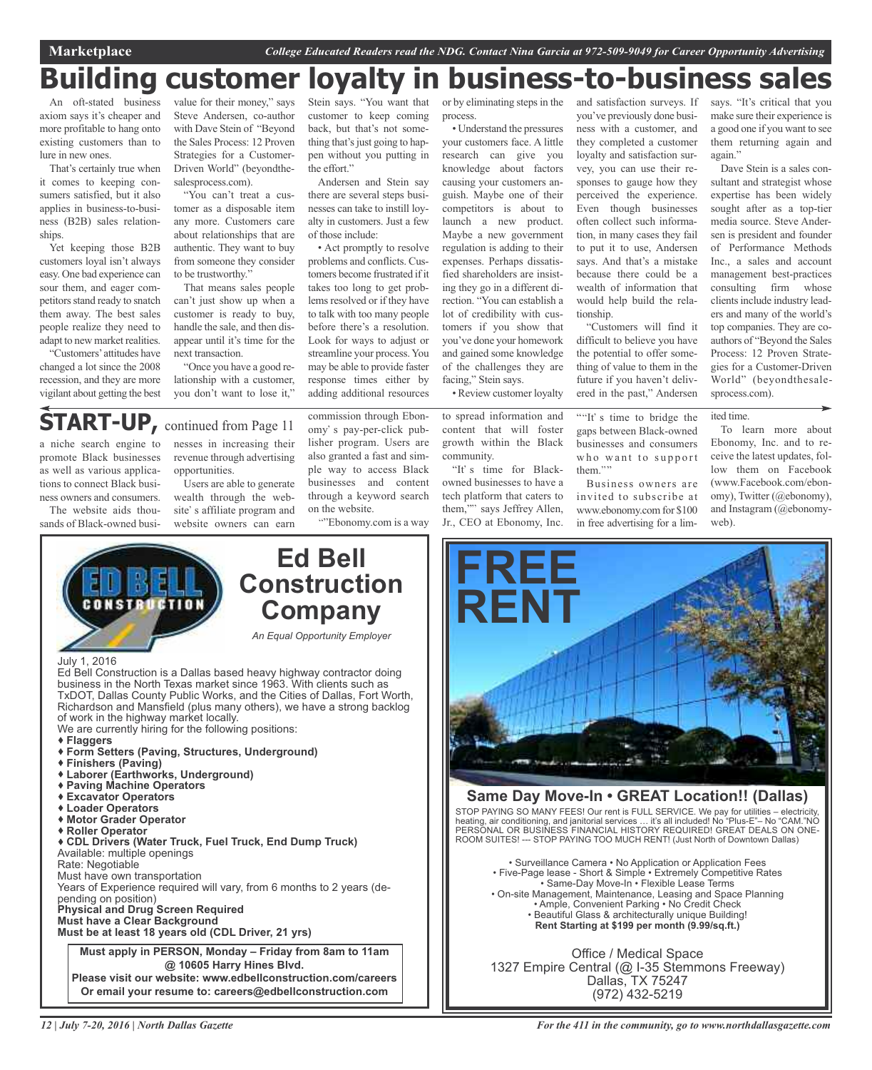# Building customer loyalty in business-to-business sales

An oft-stated business axiom says it's cheaper and more profitable to hang onto existing customers than to lure in new ones.

That's certainly true when it comes to keeping consumers satisfied, but it also applies in business-to-business (B2B) sales relationships.

Yet keeping those B2B customers loyal isn't always easy. One bad experience can sour them, and eager competitors stand ready to snatch them away. The best sales people realize they need to adapt to new market realities.

"Customers' attitudes have changed a lot since the 2008 recession, and they are more vigilant about getting the best value for their money," says Steve Andersen, co-author with Dave Stein of "Beyond the Sales Process: 12 Proven Strategies for a Customer-Driven World" (beyondthesalesprocess.com).

"You can't treat a customer as a disposable item any more. Customers care about relationships that are authentic. They want to buy from someone they consider to be trustworthy."

That means sales people can't just show up when a customer is ready to buy, handle the sale, and then disappear until it's time for the next transaction.

"Once you have a good relationship with a customer, you don't want to lose it," Stein says. "You want that customer to keep coming back, but that's not something that's just going to happen without you putting in the effort."

Andersen and Stein say there are several steps businesses can take to instill loyalty in customers. Just a few of those include:

• Act promptly to resolve problems and conflicts. Customers become frustrated if it takes too long to get problems resolved or if they have to talk with too many people before there's a resolution. Look for ways to adjust or streamline your process. You may be able to provide faster response times either by adding additional resources or by eliminating steps in the process.

• Understand the pressures your customers face. A little research can give you knowledge about factors causing your customers anguish. Maybe one of their competitors is about to launch a new product. Maybe a new government regulation is adding to their expenses. Perhaps dissatisfied shareholders are insisting they go in a different direction. "You can establish a lot of credibility with customers if you show that you've done your homework and gained some knowledge of the challenges they are facing," Stein says.

• Review customer loyalty and satisfaction surveys. If you've previously done business with a customer, and they completed a customer loyalty and satisfaction survey, you can use their responses to gauge how they perceived the experience. Even though businesses often collect such information, in many cases they fail to put it to use, Andersen says. And that's a mistake because there could be a wealth of information that would help build the relationship.

"Customers will find it difficult to believe you have the potential to offer something of value to them in the future if you haven't delivered in the past," Andersen says. "It's critical that you make sure their experience is a good one if you want to see them returning again and again."

Dave Stein is a sales consultant and strategist whose expertise has been widely sought after as a top-tier media source. Steve Andersen is president and founder of Performance Methods Inc., a sales and account management best-practices consulting firm whose clients include industry leaders and many of the world's top companies. They are co-authors of "Beyond the Sales Process: 12 Proven Strategies for a Customer-Driven World" (beyondthesalesprocess.com).

## START-UP, continued from Page 11

a niche search engine to promote Black businesses as well as various applications to connect Black business owners and consumers.

The website aids thousands of Black-owned businesses in increasing their revenue through advertising opportunities.

Users are able to generate wealth through the website's affiliate program and website owners can earn commission through Ebonomy's pay-per-click publisher program. Users are also granted a fast and simple way to access Black businesses and content through a keyword search on the website.

""Ebonomy.com is a way to spread information and content that will foster growth within the Black community.

"It's time for Black-owned businesses to have a tech platform that caters to them,"" says Jeffrey Allen, Jr., CEO at Ebonomy, Inc. ""It's time to bridge the gaps between Black-owned businesses and consumers who want to support them.""

Business owners are invited to subscribe at www.ebonomy.com for $100 in free advertising for a limited time.

To learn more about Ebonomy, Inc. and to receive the latest updates, follow them on Facebook (www.Facebook.com/ebonomy), Twitter (@ebonomy), and Instagram (@ebonomyweb).

---

## Ed Bell Construction Company

*An Equal Opportunity Employer*

July 1, 2016

Ed Bell Construction is a Dallas based heavy highway contractor doing business in the North Texas market since 1963. With clients such as TxDOT, Dallas County Public Works, and the Cities of Dallas, Fort Worth, Richardson and Mansfield (plus many others), we have a strong backlog of work in the highway market locally.

We are currently hiring for the following positions:

- **Flaggers**
- **Form Setters (Paving, Structures, Underground)**
- **Finishers (Paving)**
- **Laborer (Earthworks, Underground)**
- **Paving Machine Operators**
- **Excavator Operators**
- **Loader Operators**
- **Motor Grader Operator**
- **Roller Operator**
- **CDL Drivers (Water Truck, Fuel Truck, End Dump Truck)**

Available: multiple openings
Rate: Negotiable
Must have own transportation
Years of Experience required will vary, from 6 months to 2 years (depending on position)
**Physical and Drug Screen Required**
**Must have a Clear Background**
**Must be at least 18 years old (CDL Driver, 21 yrs)**

**Must apply in PERSON, Monday – Friday from 8am to 11am @ 10605 Harry Hines Blvd.**
**Please visit our website: www.edbellconstruction.com/careers**
**Or email your resume to: careers@edbellconstruction.com**

---

## FREE RENT

### Same Day Move-In • GREAT Location!! (Dallas)

STOP PAYING SO MANY FEES! Our rent is FULL SERVICE. We pay for utilities – electricity, heating, air conditioning, and janitorial services … it's all included! No "Plus-E"– No "CAM."NO PERSONAL OR BUSINESS FINANCIAL HISTORY REQUIRED! GREAT DEALS ON ONE-ROOM SUITES! --- STOP PAYING TOO MUCH RENT! (Just North of Downtown Dallas)

• Surveillance Camera • No Application or Application Fees
• Five-Page lease - Short & Simple • Extremely Competitive Rates
• Same-Day Move-In • Flexible Lease Terms
• On-site Management, Maintenance, Leasing and Space Planning
• Ample, Convenient Parking • No Credit Check
• Beautiful Glass & architecturally unique Building!
**Rent Starting at $199 per month (9.99/sq.ft.)**

Office / Medical Space
1327 Empire Central (@ I-35 Stemmons Freeway)
Dallas, TX 75247
(972) 432-5219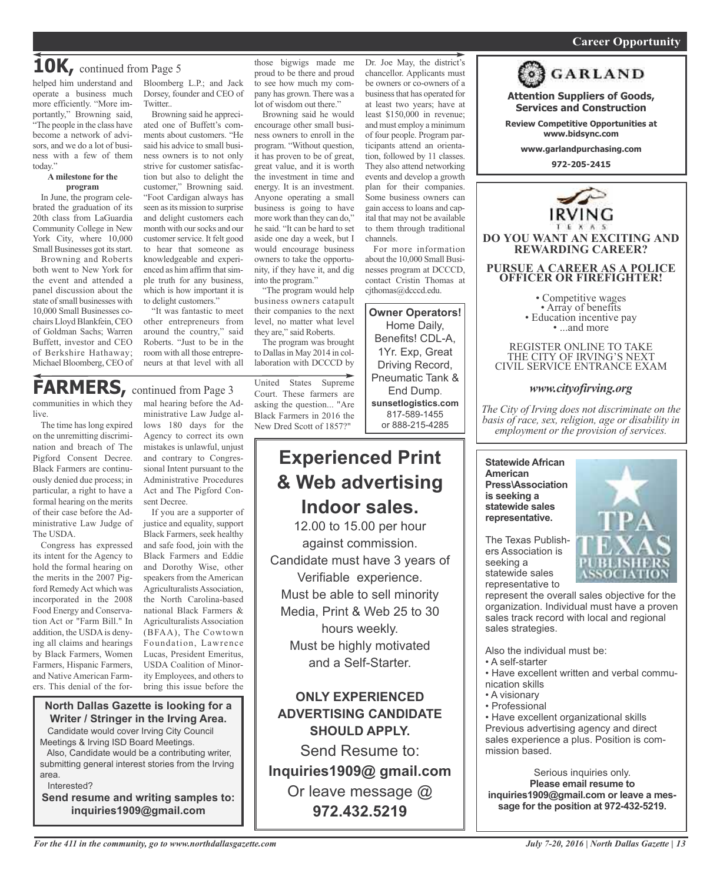## 10K, continued from Page 5

helped him understand and operate a business much more efficiently. "More importantly," Browning said, "The people in the class have become a network of advisors, and we do a lot of business with a few of them today."

**A milestone for the program**

In June, the program celebrated the graduation of its 20th class from LaGuardia Community College in New York City, where 10,000 Small Businesses got its start.

Browning and Roberts both went to New York for the event and attended a panel discussion about the state of small businesses with 10,000 Small Businesses co-chairs Lloyd Blankfein, CEO of Goldman Sachs; Warren Buffett, investor and CEO of Berkshire Hathaway; Michael Bloomberg, CEO of Bloomberg L.P.; and Jack Dorsey, founder and CEO of Twitter..

Browning said he appreciated one of Buffett's comments about customers. "He said his advice to small business owners is to not only strive for customer satisfaction but also to delight the customer," Browning said. "Foot Cardigan always has seen as its mission to surprise and delight customers each month with our socks and our customer service. It felt good to hear that someone as knowledgeable and experienced as him affirm that simple truth for any business, which is how important it is to delight customers."

"It was fantastic to meet other entrepreneurs from around the country," said Roberts. "Just to be in the room with all those entrepreneurs at that level with all those bigwigs made me proud to be there and proud to see how much my company has grown. There was a lot of wisdom out there."

Browning said he would encourage other small business owners to enroll in the program. "Without question, it has proven to be of great, great value, and it is worth the investment in time and energy. It is an investment. Anyone operating a small business is going to have more work than they can do," he said. "It can be hard to set aside one day a week, but I would encourage business owners to take the opportunity, if they have it, and dig into the program."

"The program would help business owners catapult their companies to the next level, no matter what level they are," said Roberts.

The program was brought to Dallas in May 2014 in collaboration with DCCCD by Dr. Joe May, the district's chancellor. Applicants must be owners or co-owners of a business that has operated for at least two years; have at least $150,000 in revenue; and must employ a minimum of four people. Program participants attend an orientation, followed by 11 classes. They also attend networking events and develop a growth plan for their companies. Some business owners can gain access to loans and capital that may not be available to them through traditional channels.

For more information about the 10,000 Small Businesses program at DCCCD, contact Cristin Thomas at cjthomas@dcccd.edu.

## FARMERS, continued from Page 3

communities in which they live.

The time has long expired on the unremitting discrimination and breach of The Pigford Consent Decree. Black Farmers are continuously denied due process; in particular, a right to have a formal hearing on the merits of their case before the Administrative Law Judge of The USDA.

Congress has expressed its intent for the Agency to hold the formal hearing on the merits in the 2007 Pigford Remedy Act which was incorporated in the 2008 Food Energy and Conservation Act or "Farm Bill." In addition, the USDA is denying all claims and hearings by Black Farmers, Women Farmers, Hispanic Farmers, and Native American Farmers. This denial of the formal hearing before the Administrative Law Judge allows 180 days for the Agency to correct its own mistakes is unlawful, unjust and contrary to Congressional Intent pursuant to the Administrative Procedures Act and The Pigford Consent Decree.

If you are a supporter of justice and equality, support Black Farmers, seek healthy and safe food, join with the Black Farmers and Eddie and Dorothy Wise, other speakers from the American Agriculturalists Association, the North Carolina-based national Black Farmers & Agriculturalists Association (BFAA), The Cowtown Foundation, Lawrence Lucas, President Emeritus, USDA Coalition of Minority Employees, and others to bring this issue before the United States Supreme Court. These farmers are asking the question... "Are Black Farmers in 2016 the New Dred Scott of 1857?"

---

**North Dallas Gazette is looking for a Writer / Stringer in the Irving Area.**

Candidate would cover Irving City Council Meetings & Irving ISD Board Meetings.

Also, Candidate would be a contributing writer, submitting general interest stories from the Irving area.

Interested?

**Send resume and writing samples to: inquiries1909@gmail.com**

---

**Owner Operators!**

Home Daily, Benefits! CDL-A, 1Yr. Exp, Great Driving Record, Pneumatic Tank & End Dump.

**sunsetlogistics.com**

817-589-1455 or 888-215-4285

---

# Experienced Print & Web advertising Indoor sales.

12.00 to 15.00 per hour against commission.

Candidate must have 3 years of Verifiable experience.

Must be able to sell minority Media, Print & Web 25 to 30 hours weekly.

Must be highly motivated and a Self-Starter.

**ONLY EXPERIENCED ADVERTISING CANDIDATE SHOULD APPLY.**

Send Resume to:

**Inquiries1909@ gmail.com**

Or leave message @

**972.432.5219**

---

**Career Opportunity**

**GARLAND**

**Attention Suppliers of Goods, Services and Construction**

**Review Competitive Opportunities at www.bidsync.com**

**www.garlandpurchasing.com**

**972-205-2415**

---

**IRVING** TEXAS

**DO YOU WANT AN EXCITING AND REWARDING CAREER?**

**PURSUE A CAREER AS A POLICE OFFICER OR FIREFIGHTER!**

- Competitive wages
- Array of benefits
- Education incentive pay
- ...and more

REGISTER ONLINE TO TAKE THE CITY OF IRVING'S NEXT CIVIL SERVICE ENTRANCE EXAM

***www.cityofirving.org***

*The City of Irving does not discriminate on the basis of race, sex, religion, age or disability in employment or the provision of services.*

---

**Statewide African American Press\Association is seeking a statewide sales representative.**

TPA TEXAS PUBLISHERS ASSOCIATION

The Texas Publishers Association is seeking a statewide sales representative to represent the overall sales objective for the organization. Individual must have a proven sales track record with local and regional sales strategies.

Also the individual must be:

- A self-starter
- Have excellent written and verbal communication skills
- A visionary
- Professional
- Have excellent organizational skills

Previous advertising agency and direct sales experience a plus. Position is commission based.

Serious inquiries only.

**Please email resume to inquiries1909@gmail.com or leave a message for the position at 972-432-5219.**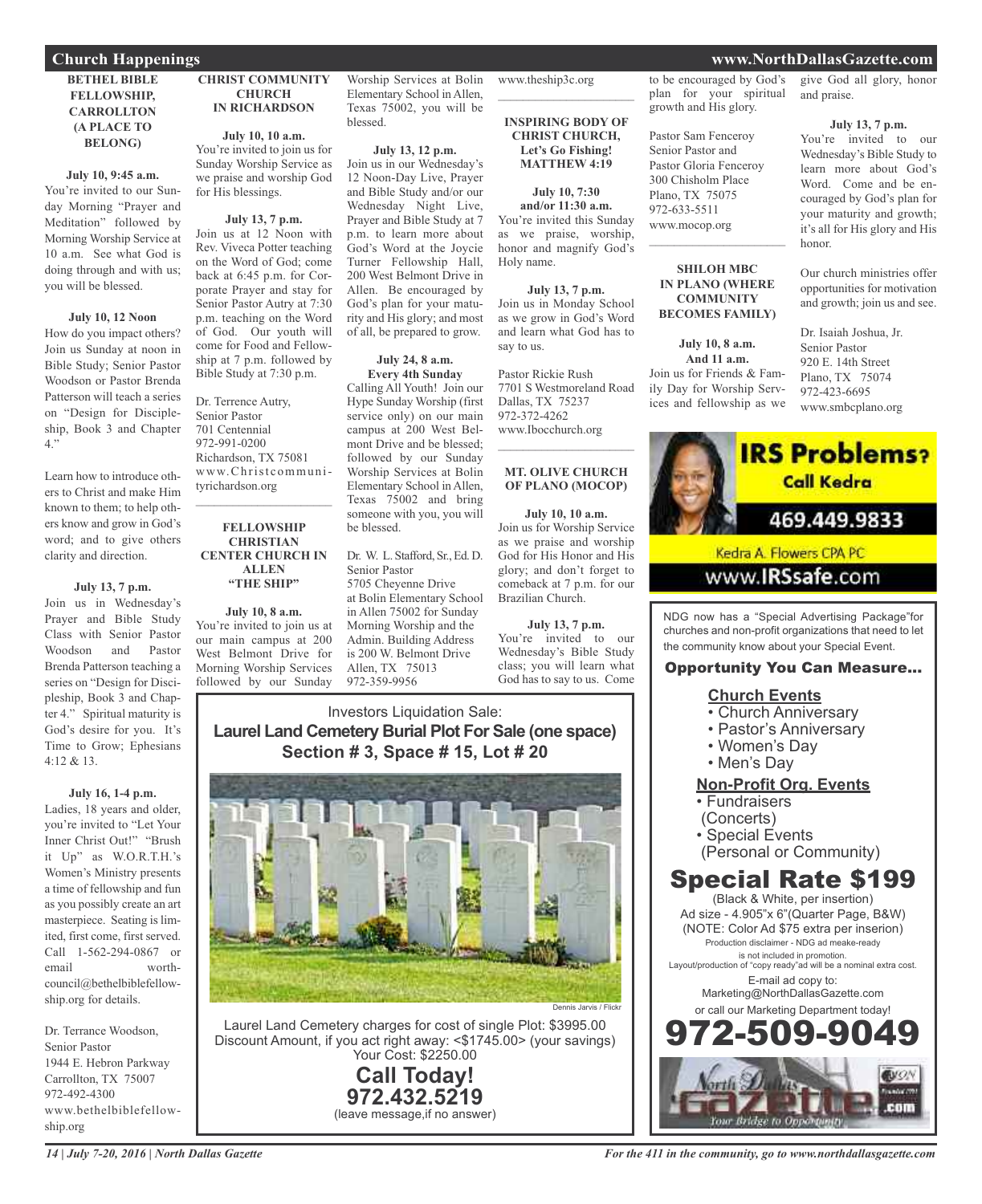## Church Happenings

### BETHEL BIBLE FELLOWSHIP, CARROLLTON (A PLACE TO BELONG)

**July 10, 9:45 a.m.**
You're invited to our Sunday Morning "Prayer and Meditation" followed by Morning Worship Service at 10 a.m. See what God is doing through and with us; you will be blessed.

**July 10, 12 Noon**
How do you impact others? Join us Sunday at noon in Bible Study; Senior Pastor Woodson or Pastor Brenda Patterson will teach a series on "Design for Discipleship, Book 3 and Chapter 4."

Learn how to introduce others to Christ and make Him known to them; to help others know and grow in God's word; and to give others clarity and direction.

**July 13, 7 p.m.**
Join us in Wednesday's Prayer and Bible Study Class with Senior Pastor Woodson and Pastor Brenda Patterson teaching a series on "Design for Discipleship, Book 3 and Chapter 4." Spiritual maturity is God's desire for you. It's Time to Grow; Ephesians 4:12 & 13.

**July 16, 1-4 p.m.**
Ladies, 18 years and older, you're invited to "Let Your Inner Christ Out!" "Brush it Up" as W.O.R.T.H.'s Women's Ministry presents a time of fellowship and fun as you possibly create an art masterpiece. Seating is limited, first come, first served. Call 1-562-294-0867 or email worth-council@bethelbiblefellowship.org for details.

Dr. Terrance Woodson,
Senior Pastor
1944 E. Hebron Parkway
Carrollton, TX 75007
972-492-4300
www.bethelbiblefellowship.org

### CHRIST COMMUNITY CHURCH IN RICHARDSON

**July 10, 10 a.m.**
You're invited to join us for Sunday Worship Service as we praise and worship God for His blessings.

**July 13, 7 p.m.**
Join us at 12 Noon with Rev. Viveca Potter teaching on the Word of God; come back at 6:45 p.m. for Corporate Prayer and stay for Senior Pastor Autry at 7:30 p.m. teaching on the Word of God. Our youth will come for Food and Fellowship at 7 p.m. followed by Bible Study at 7:30 p.m.

Dr. Terrence Autry,
Senior Pastor
701 Centennial
972-991-0200
Richardson, TX 75081
www.Christcommunityrichardson.org

### FELLOWSHIP CHRISTIAN CENTER CHURCH IN ALLEN "THE SHIP"

**July 10, 8 a.m.**
You're invited to join us at our main campus at 200 West Belmont Drive for Morning Worship Services followed by our Sunday Worship Services at Bolin Elementary School in Allen, Texas 75002, you will be blessed.

**July 13, 12 p.m.**
Join us in our Wednesday's 12 Noon-Day Live, Prayer and Bible Study and/or our Wednesday Night Live, Prayer and Bible Study at 7 p.m. to learn more about God's Word at the Joycie Turner Fellowship Hall, 200 West Belmont Drive in Allen. Be encouraged by God's plan for your maturity and His glory; and most of all, be prepared to grow.

**July 24, 8 a.m.**
**Every 4th Sunday**
Calling All Youth! Join our Hype Sunday Worship (first service only) on our main campus at 200 West Belmont Drive and be blessed; followed by our Sunday Worship Services at Bolin Elementary School in Allen, Texas 75002 and bring someone with you, you will be blessed.

Dr. W. L. Stafford, Sr., Ed. D.
Senior Pastor
5705 Cheyenne Drive
at Bolin Elementary School in Allen 75002 for Sunday Morning Worship and the Admin. Building Address is 200 W. Belmont Drive
Allen, TX 75013
972-359-9956
www.theship3c.org

### INSPIRING BODY OF CHRIST CHURCH, Let's Go Fishing! MATTHEW 4:19

**July 10, 7:30 and/or 11:30 a.m.**
You're invited this Sunday as we praise, worship, honor and magnify God's Holy name.

**July 13, 7 p.m.**
Join us in Monday School as we grow in God's Word and learn what God has to say to us.

Pastor Rickie Rush
7701 S Westmoreland Road
Dallas, TX 75237
972-372-4262
www.Ibocchurch.org

### MT. OLIVE CHURCH OF PLANO (MOCOP)

**July 10, 10 a.m.**
Join us for Worship Service as we praise and worship God for His Honor and His glory; and don't forget to comeback at 7 p.m. for our Brazilian Church.

**July 13, 7 p.m.**
You're invited to our Wednesday's Bible Study class; you will learn what God has to say to us. Come to be encouraged by God's plan for your spiritual growth and His glory.

Pastor Sam Fenceroy
Senior Pastor and
Pastor Gloria Fenceroy
300 Chisholm Place
Plano, TX 75075
972-633-5511
www.mocop.org

### SHILOH MBC IN PLANO (WHERE COMMUNITY BECOMES FAMILY)

**July 10, 8 a.m. And 11 a.m.**
Join us for Friends & Family Day for Worship Services and fellowship as we give God all glory, honor and praise.

**July 13, 7 p.m.**
You're invited to our Wednesday's Bible Study to learn more about God's Word. Come and be encouraged by God's plan for your maturity and growth; it's all for His glory and His honor.

Our church ministries offer opportunities for motivation and growth; join us and see.

Dr. Isaiah Joshua, Jr.
Senior Pastor
920 E. 14th Street
Plano, TX 75074
972-423-6695
www.smbcplano.org

---

Investors Liquidation Sale:
**Laurel Land Cemetery Burial Plot For Sale (one space)**
**Section # 3, Space # 15, Lot # 20**

Dennis Jarvis / Flickr

Laurel Land Cemetery charges for cost of single Plot: $3995.00
Discount Amount, if you act right away: <$1745.00> (your savings)
Your Cost: $2250.00
**Call Today!**
**972.432.5219**
(leave message,if no answer)

---

**IRS Problems? Call Kedra**
**469.449.9833**
Kedra A. Flowers CPA PC
www.IRSsafe.com

---

NDG now has a "Special Advertising Package"for churches and non-profit organizations that need to let the community know about your Special Event.

**Opportunity You Can Measure...**

**Church Events**
- Church Anniversary
- Pastor's Anniversary
- Women's Day
- Men's Day

**Non-Profit Org. Events**
- Fundraisers (Concerts)
- Special Events (Personal or Community)

**Special Rate $199**
(Black & White, per insertion)
Ad size - 4.905"x 6"(Quarter Page, B&W)
(NOTE: Color Ad $75 extra per inserion)
Production disclaimer - NDG ad meake-ready is not included in promotion.
Layout/production of "copy ready"ad will be a nominal extra cost.
E-mail ad copy to:
Marketing@NorthDallasGazette.com
or call our Marketing Department today!
**972-509-9049**

North Dallas Gazette .com — Your Bridge to Opportunity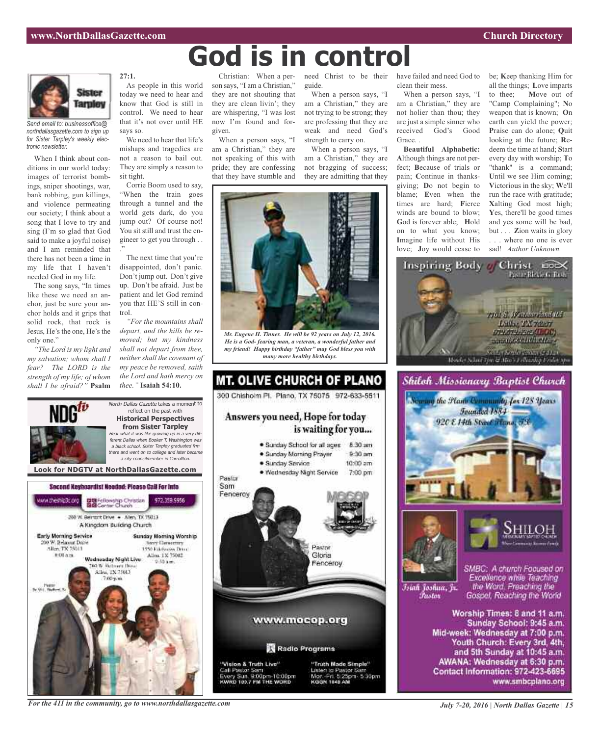# God is in control

Sister Tarpley

*Send email to: businessoffice@northdallasgazette.com to sign up for Sister Tarpley's weekly electronic newsletter.*

When I think about conditions in our world today: images of terrorist bombings, sniper shootings, war, bank robbing, gun killings, and violence permeating our society; I think about a song that I love to try and sing (I'm so glad that God said to make a joyful noise) and I am reminded that there has not been a time in my life that I haven't needed God in my life.

The song says, "In times like these we need an anchor, just be sure your anchor holds and it grips that solid rock, that rock is Jesus, He's the one, He's the only one."

*"The Lord is my light and my salvation; whom shall I fear? The LORD is the strength of my life; of whom shall I be afraid?"* **Psalm 27:1.**

As people in this world today we need to hear and know that God is still in control. We need to hear that it's not over until HE says so.

We need to hear that life's mishaps and tragedies are not a reason to bail out. They are simply a reason to sit tight.

Corrie Boom used to say, "When the train goes through a tunnel and the world gets dark, do you jump out? Of course not! You sit still and trust the engineer to get you through . . ."

The next time that you're disappointed, don't panic. Don't jump out. Don't give up. Don't be afraid. Just be patient and let God remind you that HE'S still in control.

*"For the mountains shall depart, and the hills be removed; but my kindness shall not depart from thee, neither shall the covenant of my peace be removed, saith the Lord and hath mercy on thee."* **Isaiah 54:10.**

Christian: When a person says, "I am a Christian," they are not shouting that they are clean livin'; they are whispering, "I was lost now I'm found and forgiven.

When a person says, "I am a Christian," they are not speaking of this with pride; they are confessing that they have stumble and need Christ to be their guide.

When a person says, "I am a Christian," they are not trying to be strong; they are professing that they are weak and need God's strength to carry on.

When a person says, "I am a Christian," they are not bragging of success; they are admitting that they have failed and need God to clean their mess.

When a person says, "I am a Christian," they are not holier than thou; they are just a simple sinner who received God's Good Grace. .

**Beautiful Alphabetic:** **A**lthough things are not perfect; **B**ecause of trials or pain; **C**ontinue in thanksgiving; **D**o not begin to blame; **E**ven when the times are hard; **F**ierce winds are bound to blow; **G**od is forever able; **H**old on to what you know; **I**magine life without His love; **J**oy would cease to be; **K**eep thanking Him for all the things; **L**ove imparts to thee; **M**ove out of "Camp Complaining"; **N**o weapon that is known; **O**n earth can yield the power; **P**raise can do alone; **Q**uit looking at the future; **R**edeem the time at hand; **S**tart every day with worship; **T**o "thank" is a command; **U**ntil we see Him coming; **V**ictorious in the sky; **W**e'll run the race with gratitude; **X**alting God most high; **Y**es, there'll be good times and yes some will be bad, but . . . **Z**ion waits in glory . . . where no one is ever sad! *Author Unknown.*

***Mr. Eugene H. Tinner. He will be 92 years on July 12, 2016. He is a God- fearing man, a veteran, a wonderful father and my friend! Happy birthday "father" may God bless you with many more healthy birthdays.***

---

NDGtv

*North Dallas Gazette* takes a moment to reflect on the past with

**Historical Perspectives from Sister Tarpley**

*Hear what it was like growing up in a very different Dallas when Booker T. Washington was a black school. Sister Tarpley graduated frm there and went on to college and later became a city councilmember in Carrollton.*

**Look for NDGTV at NorthDallasGazette.com**

---

**Second Keyboardist Needed: Please Call For Info**

www.theship3c.org | Fellowship Christian Center Church | 972.359.9956

200 W. Belmont Drive • Allen, TX 75013

A Kingdom Building Church

**Early Morning Service**
200 W. Belmont Drive
Allen, TX 75013
8:00 a.m.

**Sunday Morning Worship**
Story Elementary
1550 Edelweiss Drive
Allen, TX 75002
9:30 a.m.

**Wednesday Night Live**
200 W. Belmont Drive
Allen, TX 75013
7:00 p.m.

Pastor Dr. W.L. Stafford, Sr.

---

# MT. OLIVE CHURCH OF PLANO

300 Chisholm Pl. Plano, TX 75075 972-633-5511

**Answers you need, Hope for today is waiting for you...**

- Sunday School for all ages 8:30 am
- Sunday Morning Prayer 9:30 am
- Sunday Service 10:00 am
- Wednesday Night Service 7:00 pm

Pastor Sam Fenceroy

Pastor Gloria Fenceroy

www.mocop.org

Radio Programs

"Vision & Truth Live"
Call Pastor Sam
Every Sun. 9:00pm-10:00pm
KWRD 100.7 FM THE WORD

"Truth Made Simple"
Listen to Pastor Sam
Mon.-Fri. 5:25pm- 5:30pm
KGGR 1040 AM

---

**Inspiring Body of Christ**

Pastor Rickie G. Rush

7701 S. Westmoreland Rd.
Dallas, TX 75237
972-372-4262 (IBOC)
www.IBOCCHURCH.org

Sunday Service Times: 8 & 11 a.m.
Monday School 7pm & Men's Fellowship Friday 7pm

---

**Shiloh Missionary Baptist Church**

Serving the Plano Community for 128 Years
Founded 1884
920 E 14th Street Plano, TX

SHILOH MISSIONARY BAPTIST CHURCH

Isiah Joshua, Jr. Pastor

SMBC: A church Focused on Excellence while Teaching the Word, Preaching the Gospel, Reaching the World

Worship Times: 8 and 11 a.m.
Sunday School: 9:45 a.m.
Mid-week: Wednesday at 7:00 p.m.
Youth Church: Every 3rd, 4th, and 5th Sunday at 10:45 a.m.
AWANA: Wednesday at 6:30 p.m.
Contact Information: 972-423-6695
www.smbcplano.org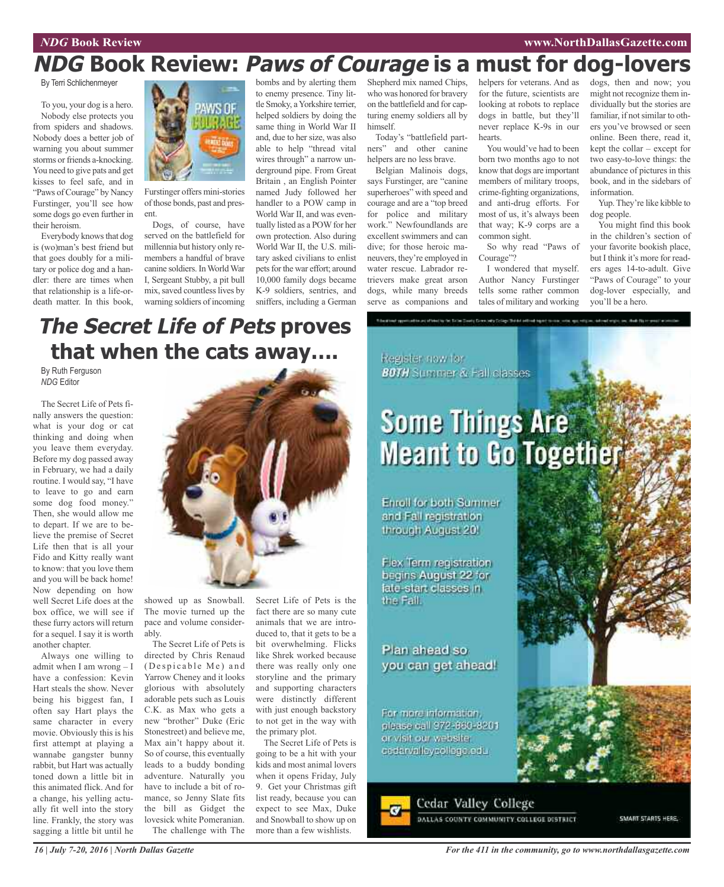# *NDG* Book Review: *Paws of Courage* is a must for dog-lovers

By Terri Schlichenmeyer

To you, your dog is a hero.

Nobody else protects you from spiders and shadows. Nobody does a better job of warning you about summer storms or friends a-knocking. You need to give pats and get kisses to feel safe, and in "Paws of Courage" by Nancy Furstinger, you'll see how some dogs go even further in their heroism.

Everybody knows that dog is (wo)man's best friend but that goes doubly for a military or police dog and a handler: there are times when that relationship is a life-or-death matter. In this book, Furstinger offers mini-stories of those bonds, past and present.

Dogs, of course, have served on the battlefield for millennia but history only remembers a handful of brave canine soldiers. In World War I, Sergeant Stubby, a pit bull mix, saved countless lives by warning soldiers of incoming bombs and by alerting them to enemy presence. Tiny little Smoky, a Yorkshire terrier, helped soldiers by doing the same thing in World War II and, due to her size, was also able to help "thread vital wires through" a narrow underground pipe. From Great Britain , an English Pointer named Judy followed her handler to a POW camp in World War II, and was eventually listed as a POW for her own protection. Also during World War II, the U.S. military asked civilians to enlist pets for the war effort; around 10,000 family dogs became K-9 soldiers, sentries, and sniffers, including a German Shepherd mix named Chips, who was honored for bravery on the battlefield and for capturing enemy soldiers all by himself.

Today's "battlefield partners" and other canine helpers are no less brave.

Belgian Malinois dogs, says Furstinger, are "canine superheroes" with speed and courage and are a "top breed for police and military work." Newfoundlands are excellent swimmers and can dive; for those heroic maneuvers, they're employed in water rescue. Labrador retrievers make great arson dogs, while many breeds serve as companions and helpers for veterans. And as for the future, scientists are looking at robots to replace dogs in battle, but they'll never replace K-9s in our hearts.

You would've had to been born two months ago to not know that dogs are important members of military troops, crime-fighting organizations, and anti-drug efforts. For most of us, it's always been that way; K-9 corps are a common sight.

So why read "Paws of Courage"?

I wondered that myself. Author Nancy Furstinger tells some rather common tales of military and working dogs, then and now; you might not recognize them individually but the stories are familiar, if not similar to others you've browsed or seen online. Been there, read it, kept the collar – except for two easy-to-love things: the abundance of pictures in this book, and in the sidebars of information.

Yup. They're like kibble to dog people.

You might find this book in the children's section of your favorite bookish place, but I think it's more for readers ages 14-to-adult. Give "Paws of Courage" to your dog-lover especially, and you'll be a hero.

# *The Secret Life of Pets* proves that when the cats away….

By Ruth Ferguson
*NDG* Editor

The Secret Life of Pets finally answers the question: what is your dog or cat thinking and doing when you leave them everyday. Before my dog passed away in February, we had a daily routine. I would say, "I have to leave to go and earn some dog food money." Then, she would allow me to depart. If we are to believe the premise of Secret Life then that is all your Fido and Kitty really want to know: that you love them and you will be back home! Now depending on how well Secret Life does at the box office, we will see if these furry actors will return for a sequel. I say it is worth another chapter.

Always one willing to admit when I am wrong – I have a confession: Kevin Hart steals the show. Never being his biggest fan, I often say Hart plays the same character in every movie. Obviously this is his first attempt at playing a wannabe gangster bunny rabbit, but Hart was actually toned down a little bit in this animated flick. And for a change, his yelling actually fit well into the story line. Frankly, the story was sagging a little bit until he showed up as Snowball. The movie turned up the pace and volume considerably.

The Secret Life of Pets is directed by Chris Renaud (Despicable Me) and Yarrow Cheney and it looks glorious with absolutely adorable pets such as Louis C.K. as Max who gets a new "brother" Duke (Eric Stonestreet) and believe me, Max ain't happy about it. So of course, this eventually leads to a buddy bonding adventure. Naturally you have to include a bit of romance, so Jenny Slate fits the bill as Gidget the lovesick white Pomeranian.

The challenge with The Secret Life of Pets is the fact there are so many cute animals that we are introduced to, that it gets to be a bit overwhelming. Flicks like Shrek worked because there was really only one storyline and the primary and supporting characters were distinctly different with just enough backstory to not get in the way with the primary plot.

The Secret Life of Pets is going to be a hit with your kids and most animal lovers when it opens Friday, July 9. Get your Christmas gift list ready, because you can expect to see Max, Duke and Snowball to show up on more than a few wishlists.

---

Register now for **BOTH** Summer & Fall classes

## Some Things Are Meant to Go Together

Enroll for both Summer and Fall registration through August 20!

Flex Term registration begins August 22 for late-start classes in the Fall.

Plan ahead so you can get ahead!

For more information, please call 972-860-8201 or visit our website: cedarvalleycollege.edu

Cedar Valley College
DALLAS COUNTY COMMUNITY COLLEGE DISTRICT

SMART STARTS HERE.